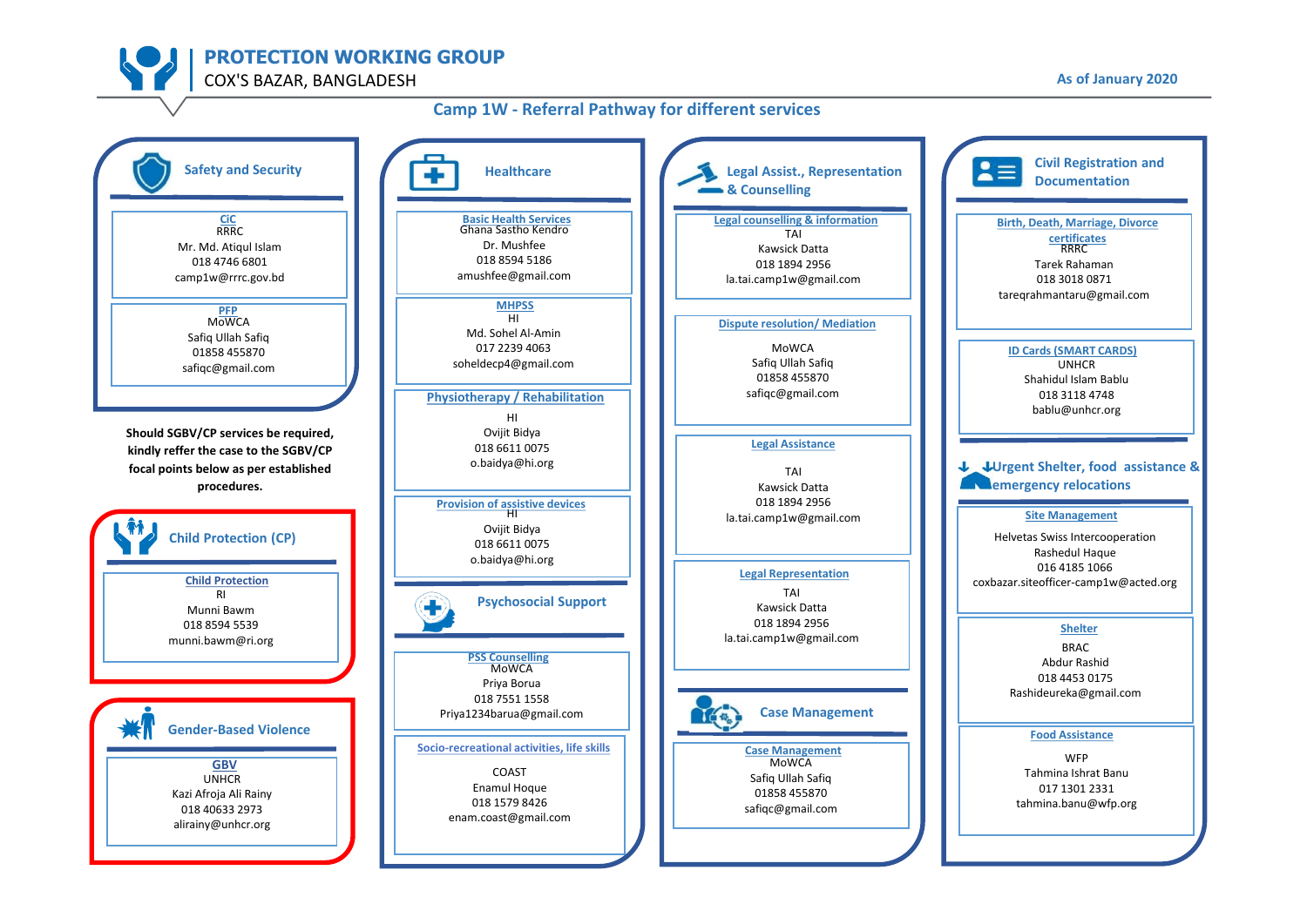# PROTECTION WORKING GROUP

COX'S BAZAR, BANGLADESH

As of January 2020

## Camp 1W - Referral Pathway for different services

### Safety and Security

**CiC**
RRRC
Mr. Md. Atiqul Islam
018 4746 6801
camp1w@rrrc.gov.bd

**PFP**
MoWCA
Safiq Ullah Safiq
01858 455870
safiqc@gmail.com

**Should SGBV/CP services be required, kindly reffer the case to the SGBV/CP focal points below as per established procedures.**

### Child Protection (CP)

**Child Protection**
RI
Munni Bawm
018 8594 5539
munni.bawm@ri.org

### Gender-Based Violence

**GBV**
UNHCR
Kazi Afroja Ali Rainy
018 40633 2973
alirainy@unhcr.org

### Healthcare

**Basic Health Services**
Ghana Sastho Kendro
Dr. Mushfee
018 8594 5186
amushfee@gmail.com

**MHPSS**
HI
Md. Sohel Al-Amin
017 2239 4063
soheldecp4@gmail.com

**Physiotherapy / Rehabilitation**
HI
Ovijit Bidya
018 6611 0075
o.baidya@hi.org

**Provision of assistive devices**
HI
Ovijit Bidya
018 6611 0075
o.baidya@hi.org

### Psychosocial Support

**PSS Counselling**
MoWCA
Priya Borua
018 7551 1558
Priya1234barua@gmail.com

**Socio-recreational activities, life skills**
COAST
Enamul Hoque
018 1579 8426
enam.coast@gmail.com

### Legal Assist., Representation & Counselling

**Legal counselling & information**
TAI
Kawsick Datta
018 1894 2956
la.tai.camp1w@gmail.com

**Dispute resolution/ Mediation**
MoWCA
Safiq Ullah Safiq
01858 455870
safiqc@gmail.com

**Legal Assistance**
TAI
Kawsick Datta
018 1894 2956
la.tai.camp1w@gmail.com

**Legal Representation**
TAI
Kawsick Datta
018 1894 2956
la.tai.camp1w@gmail.com

### Case Management

**Case Management**
MoWCA
Safiq Ullah Safiq
01858 455870
safiqc@gmail.com

### Civil Registration and Documentation

**Birth, Death, Marriage, Divorce certificates**
RRRC
Tarek Rahaman
018 3018 0871
tareqrahmantaru@gmail.com

**ID Cards (SMART CARDS)**
UNHCR
Shahidul Islam Bablu
018 3118 4748
bablu@unhcr.org

### Urgent Shelter, food assistance & emergency relocations

**Site Management**
Helvetas Swiss Intercooperation
Rashedul Haque
016 4185 1066
coxbazar.siteofficer-camp1w@acted.org

**Shelter**
BRAC
Abdur Rashid
018 4453 0175
Rashideureka@gmail.com

**Food Assistance**
WFP
Tahmina Ishrat Banu
017 1301 2331
tahmina.banu@wfp.org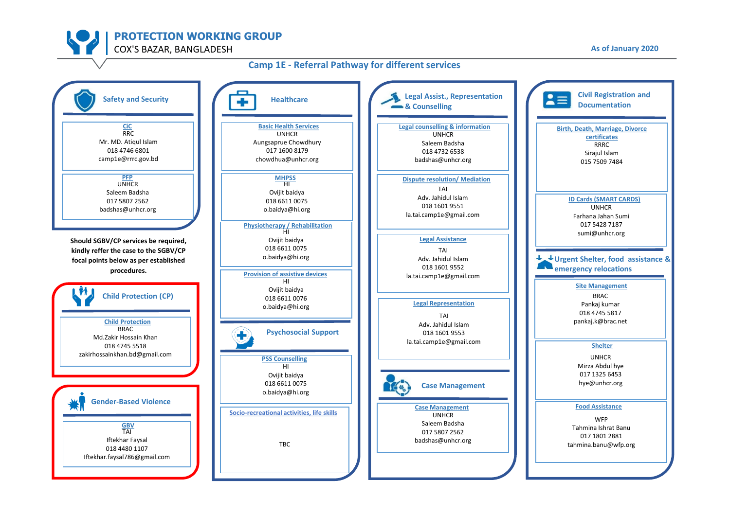# PROTECTION WORKING GROUP

COX'S BAZAR, BANGLADESH

As of January 2020

## Camp 1E - Referral Pathway for different services

### Safety and Security

**CiC**
RRC
Mr. MD. Atiqul Islam
018 4746 6801
camp1e@rrrc.gov.bd

**PFP**
UNHCR
Saleem Badsha
017 5807 2562
badshas@unhcr.org

**Should SGBV/CP services be required, kindly reffer the case to the SGBV/CP focal points below as per established procedures.**

### Child Protection (CP)

**Child Protection**
BRAC
Md.Zakir Hossain Khan
018 4745 5518
zakirhossainkhan.bd@gmail.com

### Gender-Based Violence

**GBV**
TAI
Iftekhar Faysal
018 4480 1107
Iftekhar.faysal786@gmail.com

### Healthcare

**Basic Health Services**
UNHCR
Aungsaprue Chowdhury
017 1600 8179
chowdhua@unhcr.org

**MHPSS**
HI
Ovijit baidya
018 6611 0075
o.baidya@hi.org

**Physiotherapy / Rehabilitation**
HI
Ovijit baidya
018 6611 0075
o.baidya@hi.org

**Provision of assistive devices**
HI
Ovijit baidya
018 6611 0076
o.baidya@hi.org

### Psychosocial Support

**PSS Counselling**
HI
Ovijit baidya
018 6611 0075
o.baidya@hi.org

**Socio-recreational activities, life skills**
TBC

### Legal Assist., Representation & Counselling

**Legal counselling & information**
UNHCR
Saleem Badsha
018 4732 6538
badshas@unhcr.org

**Dispute resolution/ Mediation**
TAI
Adv. Jahidul Islam
018 1601 9551
la.tai.camp1e@gmail.com

**Legal Assistance**
TAI
Adv. Jahidul Islam
018 1601 9552
la.tai.camp1e@gmail.com

**Legal Representation**
TAI
Adv. Jahidul Islam
018 1601 9553
la.tai.camp1e@gmail.com

### Case Management

**Case Management**
UNHCR
Saleem Badsha
017 5807 2562
badshas@unhcr.org

### Civil Registration and Documentation

**Birth, Death, Marriage, Divorce certificates**
RRRC
Sirajul Islam
015 7509 7484

**ID Cards (SMART CARDS)**
UNHCR
Farhana Jahan Sumi
017 5428 7187
sumi@unhcr.org

### Urgent Shelter, food assistance & emergency relocations

**Site Management**
BRAC
Pankaj kumar
018 4745 5817
pankaj.k@brac.net

**Shelter**
UNHCR
Mirza Abdul hye
017 1325 6453
hye@unhcr.org

**Food Assistance**
WFP
Tahmina Ishrat Banu
017 1801 2881
tahmina.banu@wfp.org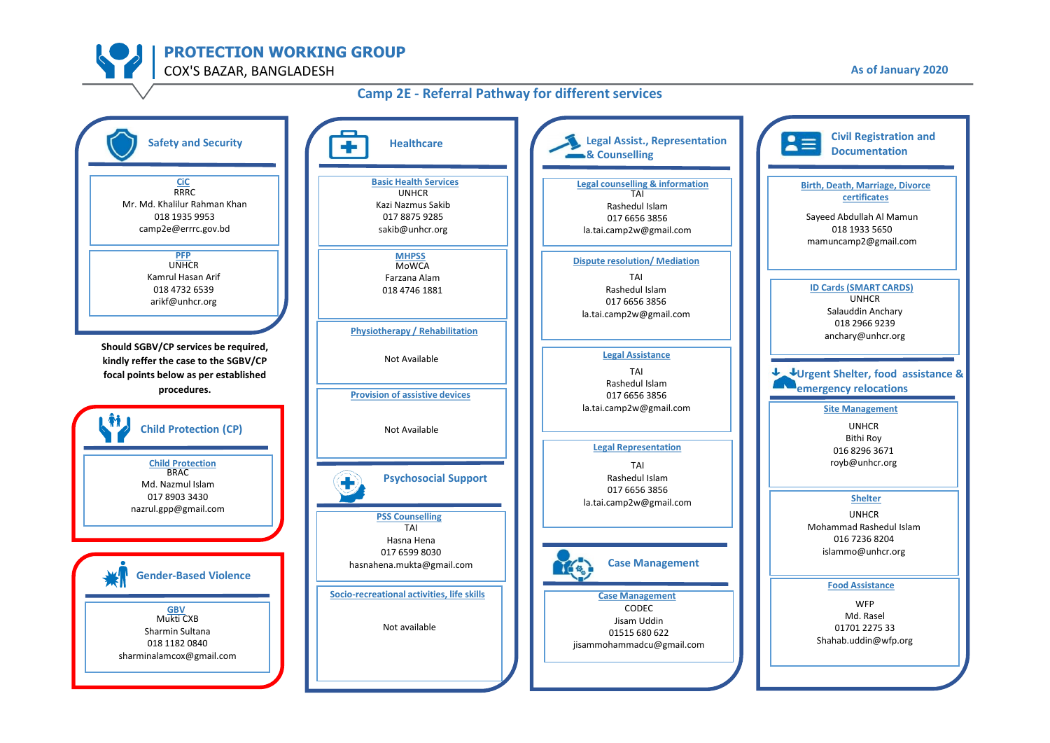# PROTECTION WORKING GROUP

COX'S BAZAR, BANGLADESH

As of January 2020

## Camp 2E - Referral Pathway for different services

### Safety and Security

**CiC**
RRRC
Mr. Md. Khalilur Rahman Khan
018 1935 9953
camp2e@errrc.gov.bd

**PFP**
UNHCR
Kamrul Hasan Arif
018 4732 6539
arikf@unhcr.org

**Should SGBV/CP services be required, kindly reffer the case to the SGBV/CP focal points below as per established procedures.**

### Child Protection (CP)

**Child Protection**
BRAC
Md. Nazmul Islam
017 8903 3430
nazrul.gpp@gmail.com

### Gender-Based Violence

**GBV**
Mukti CXB
Sharmin Sultana
018 1182 0840
sharminalamcox@gmail.com

### Healthcare

**Basic Health Services**
UNHCR
Kazi Nazmus Sakib
017 8875 9285
sakib@unhcr.org

**MHPSS**
MoWCA
Farzana Alam
018 4746 1881

**Physiotherapy / Rehabilitation**
Not Available

**Provision of assistive devices**
Not Available

### Psychosocial Support

**PSS Counselling**
TAI
Hasna Hena
017 6599 8030
hasnahena.mukta@gmail.com

**Socio-recreational activities, life skills**
Not available

### Legal Assist., Representation & Counselling

**Legal counselling & information**
TAI
Rashedul Islam
017 6656 3856
la.tai.camp2w@gmail.com

**Dispute resolution/ Mediation**
TAI
Rashedul Islam
017 6656 3856
la.tai.camp2w@gmail.com

**Legal Assistance**
TAI
Rashedul Islam
017 6656 3856
la.tai.camp2w@gmail.com

**Legal Representation**
TAI
Rashedul Islam
017 6656 3856
la.tai.camp2w@gmail.com

### Case Management

**Case Management**
CODEC
Jisam Uddin
01515 680 622
jisammohammadcu@gmail.com

### Civil Registration and Documentation

**Birth, Death, Marriage, Divorce certificates**
Sayeed Abdullah Al Mamun
018 1933 5650
mamuncamp2@gmail.com

**ID Cards (SMART CARDS)**
UNHCR
Salauddin Anchary
018 2966 9239
anchary@unhcr.org

### Urgent Shelter, food assistance & emergency relocations

**Site Management**
UNHCR
Bithi Roy
016 8296 3671
royb@unhcr.org

**Shelter**
UNHCR
Mohammad Rashedul Islam
016 7236 8204
islammo@unhcr.org

**Food Assistance**
WFP
Md. Rasel
01701 2275 33
Shahab.uddin@wfp.org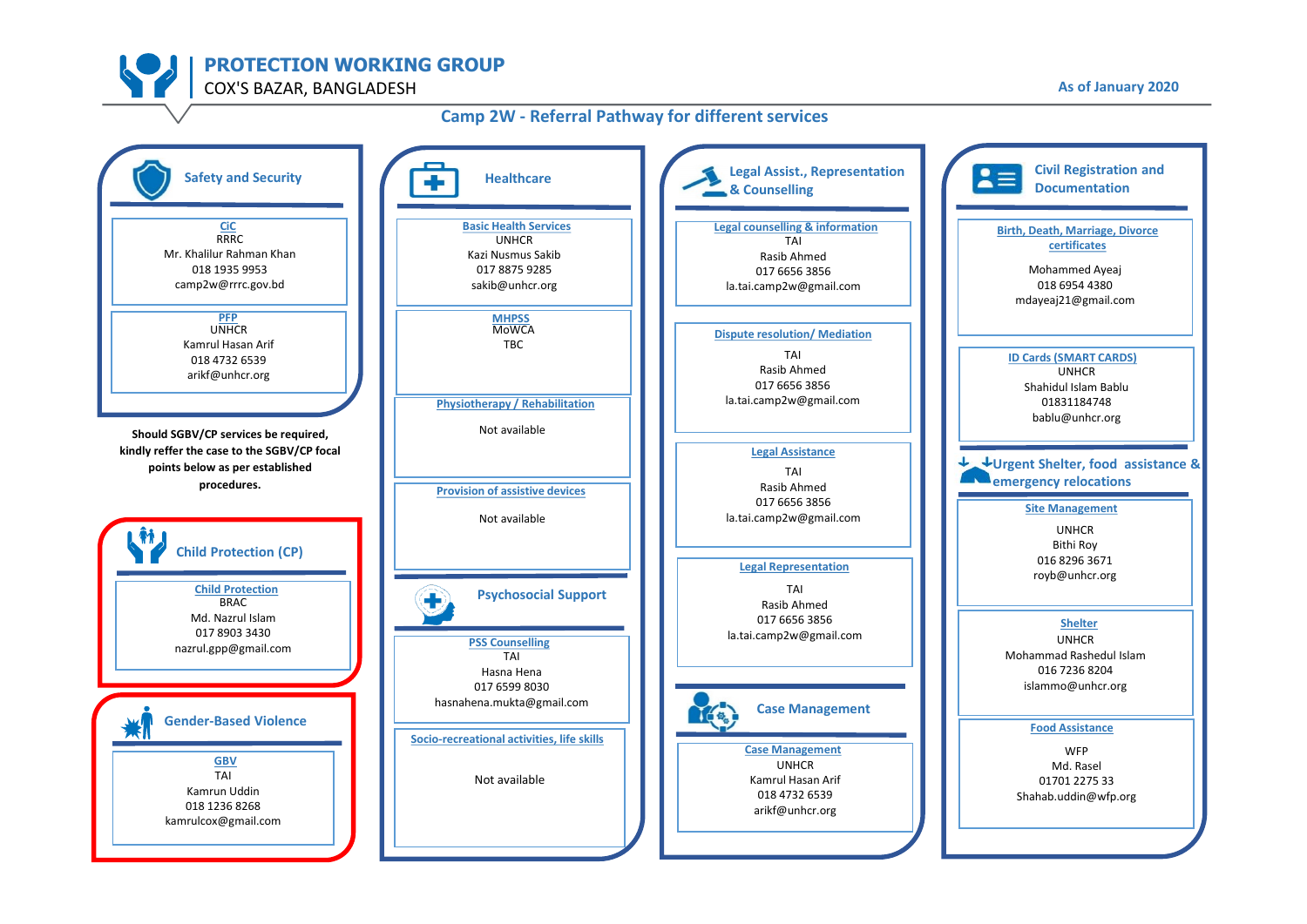# PROTECTION WORKING GROUP

COX'S BAZAR, BANGLADESH

As of January 2020

## Camp 2W - Referral Pathway for different services

### Safety and Security

**CiC**
RRRC
Mr. Khalilur Rahman Khan
018 1935 9953
camp2w@rrrc.gov.bd

**PFP**
UNHCR
Kamrul Hasan Arif
018 4732 6539
arikf@unhcr.org

**Should SGBV/CP services be required, kindly reffer the case to the SGBV/CP focal points below as per established procedures.**

### Child Protection (CP)

**Child Protection**
BRAC
Md. Nazrul Islam
017 8903 3430
nazrul.gpp@gmail.com

### Gender-Based Violence

**GBV**
TAI
Kamrun Uddin
018 1236 8268
kamrulcox@gmail.com

### Healthcare

**Basic Health Services**
UNHCR
Kazi Nusmus Sakib
017 8875 9285
sakib@unhcr.org

**MHPSS**
MoWCA
TBC

**Physiotherapy / Rehabilitation**
Not available

**Provision of assistive devices**
Not available

### Psychosocial Support

**PSS Counselling**
TAI
Hasna Hena
017 6599 8030
hasnahena.mukta@gmail.com

**Socio-recreational activities, life skills**
Not available

### Legal Assist., Representation & Counselling

**Legal counselling & information**
TAI
Rasib Ahmed
017 6656 3856
la.tai.camp2w@gmail.com

**Dispute resolution/ Mediation**
TAI
Rasib Ahmed
017 6656 3856
la.tai.camp2w@gmail.com

**Legal Assistance**
TAI
Rasib Ahmed
017 6656 3856
la.tai.camp2w@gmail.com

**Legal Representation**
TAI
Rasib Ahmed
017 6656 3856
la.tai.camp2w@gmail.com

### Case Management

**Case Management**
UNHCR
Kamrul Hasan Arif
018 4732 6539
arikf@unhcr.org

### Civil Registration and Documentation

**Birth, Death, Marriage, Divorce certificates**
Mohammed Ayeaj
018 6954 4380
mdayeaj21@gmail.com

**ID Cards (SMART CARDS)**
UNHCR
Shahidul Islam Bablu
01831184748
bablu@unhcr.org

### Urgent Shelter, food assistance & emergency relocations

**Site Management**
UNHCR
Bithi Roy
016 8296 3671
royb@unhcr.org

**Shelter**
UNHCR
Mohammad Rashedul Islam
016 7236 8204
islammo@unhcr.org

**Food Assistance**
WFP
Md. Rasel
01701 2275 33
Shahab.uddin@wfp.org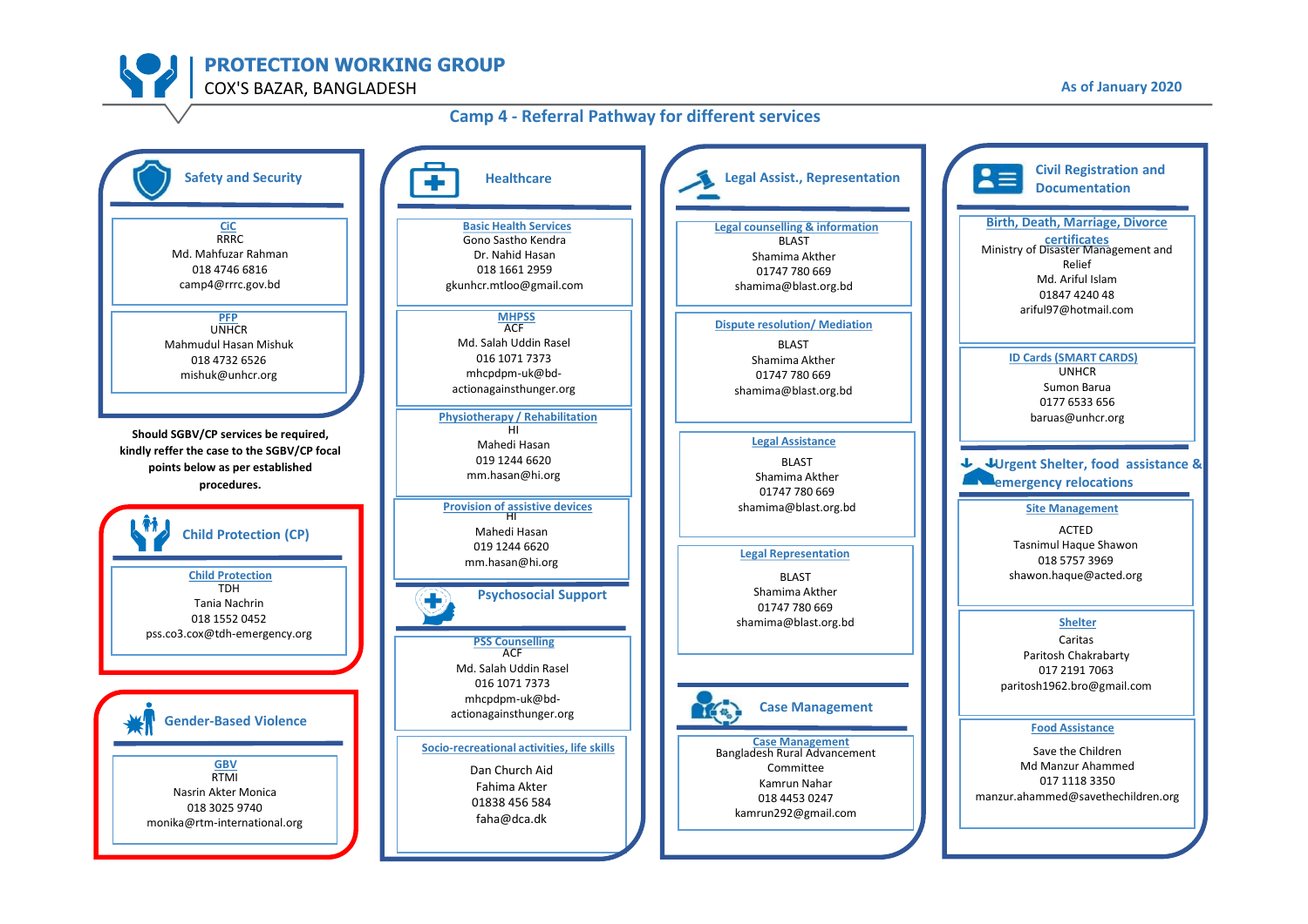# PROTECTION WORKING GROUP

COX'S BAZAR, BANGLADESH

As of January 2020

## Camp 4 - Referral Pathway for different services

### Safety and Security

**CiC**
RRRC
Md. Mahfuzar Rahman
018 4746 6816
camp4@rrrc.gov.bd

**PFP**
UNHCR
Mahmudul Hasan Mishuk
018 4732 6526
mishuk@unhcr.org

**Should SGBV/CP services be required, kindly reffer the case to the SGBV/CP focal points below as per established procedures.**

### Child Protection (CP)

**Child Protection**
TDH
Tania Nachrin
018 1552 0452
pss.co3.cox@tdh-emergency.org

### Gender-Based Violence

**GBV**
RTMI
Nasrin Akter Monica
018 3025 9740
monika@rtm-international.org

### Healthcare

**Basic Health Services**
Gono Sastho Kendra
Dr. Nahid Hasan
018 1661 2959
gkunhcr.mtloo@gmail.com

**MHPSS**
ACF
Md. Salah Uddin Rasel
016 1071 7373
mhcpdpm-uk@bd-actionagainsthunger.org

**Physiotherapy / Rehabilitation**
HI
Mahedi Hasan
019 1244 6620
mm.hasan@hi.org

**Provision of assistive devices**
HI
Mahedi Hasan
019 1244 6620
mm.hasan@hi.org

### Psychosocial Support

**PSS Counselling**
ACF
Md. Salah Uddin Rasel
016 1071 7373
mhcpdpm-uk@bd-actionagainsthunger.org

**Socio-recreational activities, life skills**
Dan Church Aid
Fahima Akter
01838 456 584
faha@dca.dk

### Legal Assist., Representation

**Legal counselling & information**
BLAST
Shamima Akther
01747 780 669
shamima@blast.org.bd

**Dispute resolution/ Mediation**
BLAST
Shamima Akther
01747 780 669
shamima@blast.org.bd

**Legal Assistance**
BLAST
Shamima Akther
01747 780 669
shamima@blast.org.bd

**Legal Representation**
BLAST
Shamima Akther
01747 780 669
shamima@blast.org.bd

### Case Management

**Case Management**
Bangladesh Rural Advancement Committee
Kamrun Nahar
018 4453 0247
kamrun292@gmail.com

### Civil Registration and Documentation

**Birth, Death, Marriage, Divorce certificates**
Ministry of Disaster Management and Relief
Md. Ariful Islam
01847 4240 48
ariful97@hotmail.com

**ID Cards (SMART CARDS)**
UNHCR
Sumon Barua
0177 6533 656
baruas@unhcr.org

### Urgent Shelter, food assistance & emergency relocations

**Site Management**
ACTED
Tasnimul Haque Shawon
018 5757 3969
shawon.haque@acted.org

**Shelter**
Caritas
Paritosh Chakrabarty
017 2191 7063
paritosh1962.bro@gmail.com

**Food Assistance**
Save the Children
Md Manzur Ahammed
017 1118 3350
manzur.ahammed@savethechildren.org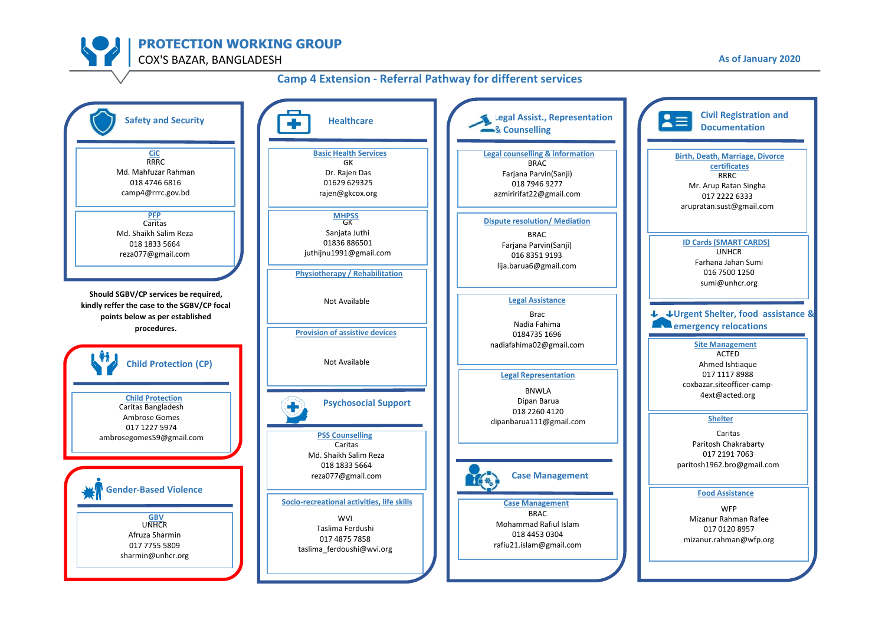# PROTECTION WORKING GROUP

COX'S BAZAR, BANGLADESH

As of January 2020

## Camp 4 Extension - Referral Pathway for different services

### Safety and Security

**CiC**
RRRC
Md. Mahfuzar Rahman
018 4746 6816
camp4@rrrc.gov.bd

**PFP**
Caritas
Md. Shaikh Salim Reza
018 1833 5664
reza077@gmail.com

**Should SGBV/CP services be required, kindly reffer the case to the SGBV/CP focal points below as per established procedures.**

### Child Protection (CP)

**Child Protection**
Caritas Bangladesh
Ambrose Gomes
017 1227 5974
ambrosegomes59@gmail.com

### Gender-Based Violence

**GBV**
UNHCR
Afruza Sharmin
017 7755 5809
sharmin@unhcr.org

### Healthcare

**Basic Health Services**
GK
Dr. Rajen Das
01629 629325
rajen@gkcox.org

**MHPSS**
GK
Sanjata Juthi
01836 886501
juthijnu1991@gmail.com

**Physiotherapy / Rehabilitation**
Not Available

**Provision of assistive devices**
Not Available

### Psychosocial Support

**PSS Counselling**
Caritas
Md. Shaikh Salim Reza
018 1833 5664
reza077@gmail.com

**Socio-recreational activities, life skills**
WVI
Taslima Ferdushi
017 4875 7858
taslima_ferdoushi@wvi.org

### Legal Assist., Representation & Counselling

**Legal counselling & information**
BRAC
Farjana Parvin(Sanji)
018 7946 9277
azmiririfat22@gmail.com

**Dispute resolution/ Mediation**
BRAC
Farjana Parvin(Sanji)
016 8351 9193
lija.barua6@gmail.com

**Legal Assistance**
Brac
Nadia Fahima
0184735 1696
nadiafahima02@gmail.com

**Legal Representation**
BNWLA
Dipan Barua
018 2260 4120
dipanbarua111@gmail.com

### Case Management

**Case Management**
BRAC
Mohammad Rafiul Islam
018 4453 0304
rafiu21.islam@gmail.com

### Civil Registration and Documentation

**Birth, Death, Marriage, Divorce certificates**
RRRC
Mr. Arup Ratan Singha
017 2222 6333
arupratan.sust@gmail.com

**ID Cards (SMART CARDS)**
UNHCR
Farhana Jahan Sumi
016 7500 1250
sumi@unhcr.org

### Urgent Shelter, food assistance & emergency relocations

**Site Management**
ACTED
Ahmed Ishtiaque
017 1117 8988
coxbazar.siteofficer-camp-4ext@acted.org

**Shelter**
Caritas
Paritosh Chakrabarty
017 2191 7063
paritosh1962.bro@gmail.com

**Food Assistance**
WFP
Mizanur Rahman Rafee
017 0120 8957
mizanur.rahman@wfp.org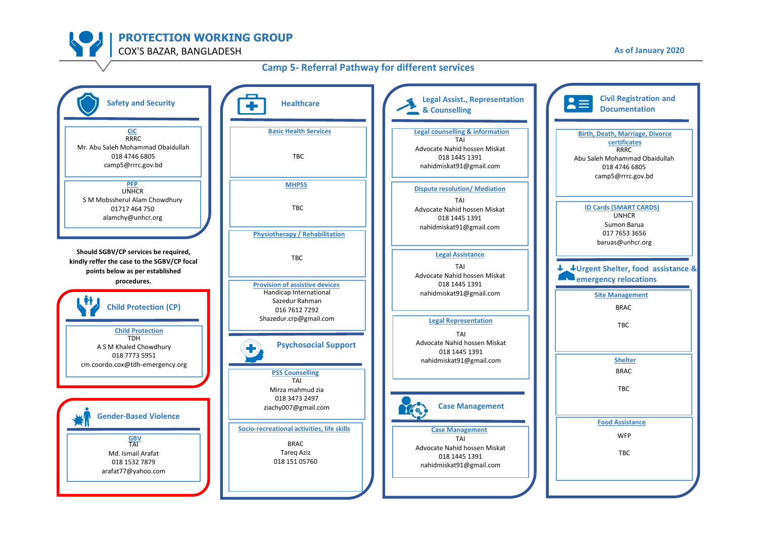# PROTECTION WORKING GROUP

COX'S BAZAR, BANGLADESH

As of January 2020

## Camp 5- Referral Pathway for different services

### Safety and Security

**CiC**
RRRC
Mr. Abu Saleh Mohammad Obaidullah
018 4746 6805
camp5@rrrc.gov.bd

**PFP**
UNHCR
S M Mobssherul Alam Chowdhury
01717 464 750
alamchy@unhcr.org

**Should SGBV/CP services be required, kindly reffer the case to the SGBV/CP focal points below as per established procedures.**

### Child Protection (CP)

**Child Protection**
TDH
A S M Khaled Chowdhury
018 7773 5951
cm.coordo.cox@tdh-emergency.org

### Gender-Based Violence

**GBV**
TAI
Md. Ismail Arafat
018 1532 7879
arafat77@yahoo.com

### Healthcare

**Basic Health Services**
TBC

**MHPSS**
TBC

**Physiotherapy / Rehabilitation**
TBC

**Provision of assistive devices**
Handicap International
Sazedur Rahman
016 7612 7292
Shazedur.crp@gmail.com

### Psychosocial Support

**PSS Counselling**
TAI
Mirza mahmud zia
018 3473 2497
ziachy007@gmail.com

**Socio-recreational activities, life skills**
BRAC
Tareq Aziz
018 151 05760

### Legal Assist., Representation & Counselling

**Legal counselling & information**
TAI
Advocate Nahid hossen Miskat
018 1445 1391
nahidmiskat91@gmail.com

**Dispute resolution/ Mediation**
TAI
Advocate Nahid hossen Miskat
018 1445 1391
nahidmiskat91@gmail.com

**Legal Assistance**
TAI
Advocate Nahid hossen Miskat
018 1445 1391
nahidmiskat91@gmail.com

**Legal Representation**
TAI
Advocate Nahid hossen Miskat
018 1445 1391
nahidmiskat91@gmail.com

### Case Management

**Case Management**
TAI
Advocate Nahid hossen Miskat
018 1445 1391
nahidmiskat91@gmail.com

### Civil Registration and Documentation

**Birth, Death, Marriage, Divorce certificates**
RRRC
Abu Saleh Mohammad Obaidullah
018 4746 6805
camp5@rrrc.gov.bd

**ID Cards (SMART CARDS)**
UNHCR
Sumon Barua
017 7653 3656
baruas@unhcr.org

### Urgent Shelter, food assistance & emergency relocations

**Site Management**
BRAC
TBC

**Shelter**
BRAC
TBC

**Food Assistance**
WFP
TBC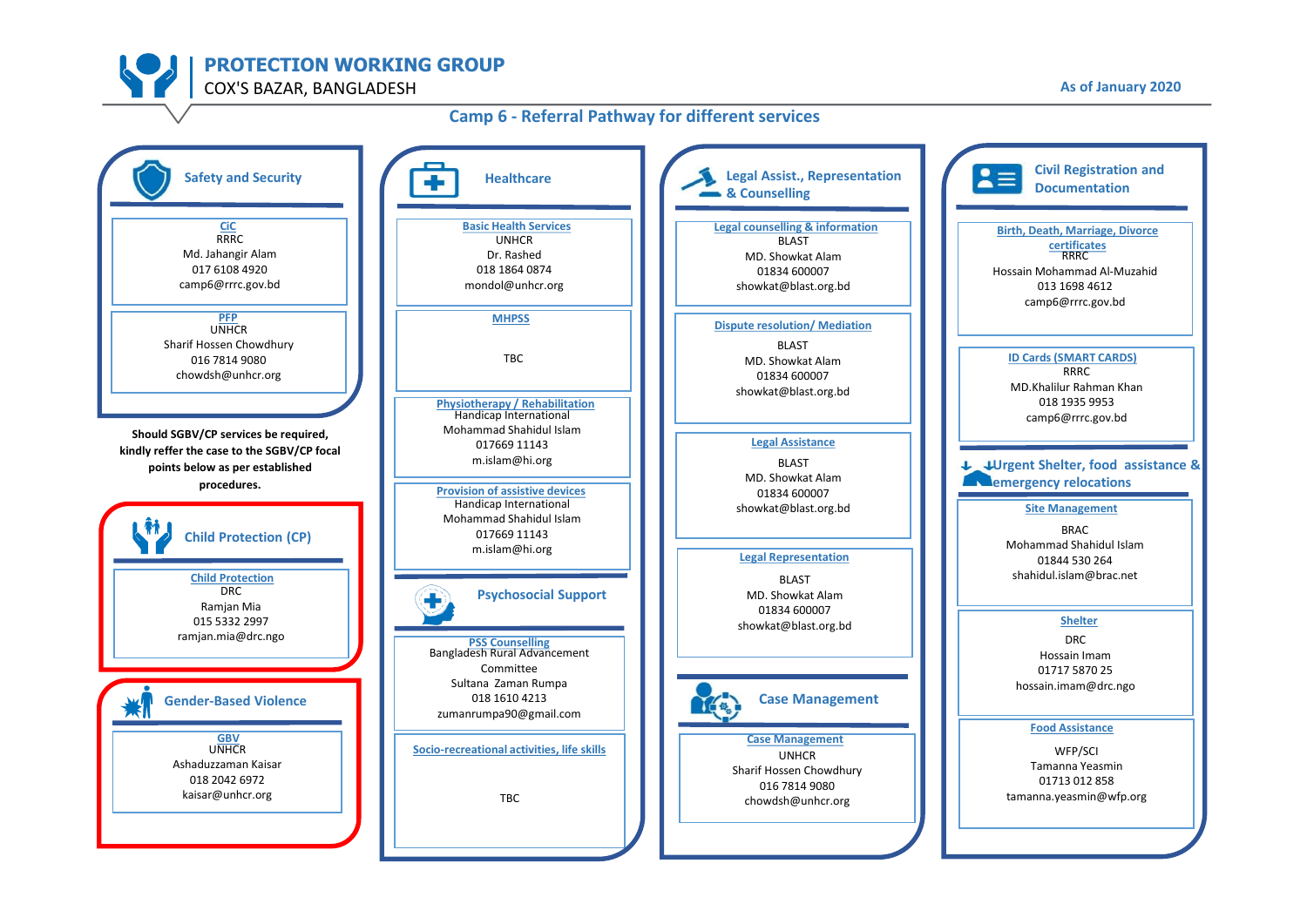# PROTECTION WORKING GROUP

COX'S BAZAR, BANGLADESH

As of January 2020

## Camp 6 - Referral Pathway for different services

### Safety and Security

**CiC**
RRRC
Md. Jahangir Alam
017 6108 4920
camp6@rrrc.gov.bd

**PFP**
UNHCR
Sharif Hossen Chowdhury
016 7814 9080
chowdsh@unhcr.org

**Should SGBV/CP services be required, kindly reffer the case to the SGBV/CP focal points below as per established procedures.**

### Child Protection (CP)

**Child Protection**
DRC
Ramjan Mia
015 5332 2997
ramjan.mia@drc.ngo

### Gender-Based Violence

**GBV**
UNHCR
Ashaduzzaman Kaisar
018 2042 6972
kaisar@unhcr.org

### Healthcare

**Basic Health Services**
UNHCR
Dr. Rashed
018 1864 0874
mondol@unhcr.org

**MHPSS**
TBC

**Physiotherapy / Rehabilitation**
Handicap International
Mohammad Shahidul Islam
017669 11143
m.islam@hi.org

**Provision of assistive devices**
Handicap International
Mohammad Shahidul Islam
017669 11143
m.islam@hi.org

### Psychosocial Support

**PSS Counselling**
Bangladesh Rural Advancement Committee
Sultana Zaman Rumpa
018 1610 4213
zumanrumpa90@gmail.com

**Socio-recreational activities, life skills**
TBC

### Legal Assist., Representation & Counselling

**Legal counselling & information**
BLAST
MD. Showkat Alam
01834 600007
showkat@blast.org.bd

**Dispute resolution/ Mediation**
BLAST
MD. Showkat Alam
01834 600007
showkat@blast.org.bd

**Legal Assistance**
BLAST
MD. Showkat Alam
01834 600007
showkat@blast.org.bd

**Legal Representation**
BLAST
MD. Showkat Alam
01834 600007
showkat@blast.org.bd

### Case Management

**Case Management**
UNHCR
Sharif Hossen Chowdhury
016 7814 9080
chowdsh@unhcr.org

### Civil Registration and Documentation

**Birth, Death, Marriage, Divorce certificates**
RRRC
Hossain Mohammad Al-Muzahid
013 1698 4612
camp6@rrrc.gov.bd

**ID Cards (SMART CARDS)**
RRRC
MD.Khalilur Rahman Khan
018 1935 9953
camp6@rrrc.gov.bd

### Urgent Shelter, food assistance & emergency relocations

**Site Management**
BRAC
Mohammad Shahidul Islam
01844 530 264
shahidul.islam@brac.net

**Shelter**
DRC
Hossain Imam
01717 5870 25
hossain.imam@drc.ngo

**Food Assistance**
WFP/SCI
Tamanna Yeasmin
01713 012 858
tamanna.yeasmin@wfp.org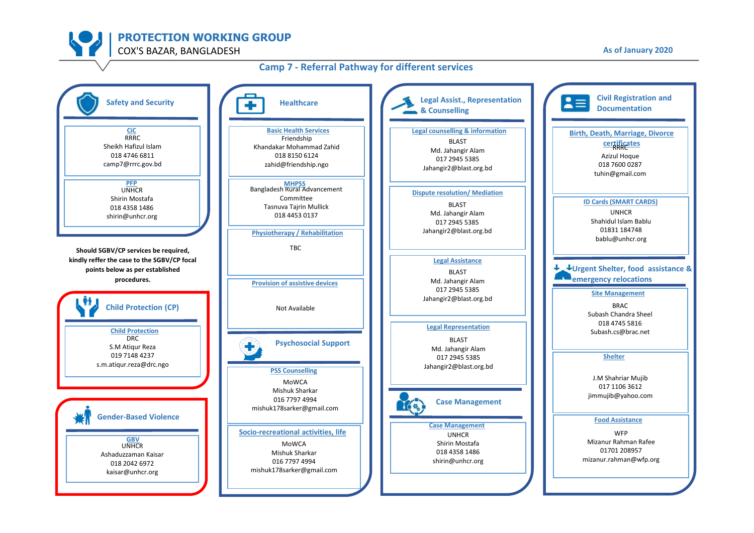# PROTECTION WORKING GROUP

COX'S BAZAR, BANGLADESH

As of January 2020

## Camp 7 - Referral Pathway for different services

### Safety and Security

**CiC**
RRRC
Sheikh Hafizul Islam
018 4746 6811
camp7@rrrc.gov.bd

**PFP**
UNHCR
Shirin Mostafa
018 4358 1486
shirin@unhcr.org

**Should SGBV/CP services be required, kindly reffer the case to the SGBV/CP focal points below as per established procedures.**

### Child Protection (CP)

**Child Protection**
DRC
S.M Atiqur Reza
019 7148 4237
s.m.atiqur.reza@drc.ngo

### Gender-Based Violence

**GBV**
UNHCR
Ashaduzzaman Kaisar
018 2042 6972
kaisar@unhcr.org

### Healthcare

**Basic Health Services**
Friendship
Khandakar Mohammad Zahid
018 8150 6124
zahid@friendship.ngo

**MHPSS**
Bangladesh Rural Advancement Committee
Tasnuva Tajrin Mullick
018 4453 0137

**Physiotherapy / Rehabilitation**
TBC

**Provision of assistive devices**
Not Available

### Psychosocial Support

**PSS Counselling**
MoWCA
Mishuk Sharkar
016 7797 4994
mishuk178sarker@gmail.com

**Socio-recreational activities, life**
MoWCA
Mishuk Sharkar
016 7797 4994
mishuk178sarker@gmail.com

### Legal Assist., Representation & Counselling

**Legal counselling & information**
BLAST
Md. Jahangir Alam
017 2945 5385
Jahangir2@blast.org.bd

**Dispute resolution/ Mediation**
BLAST
Md. Jahangir Alam
017 2945 5385
Jahangir2@blast.org.bd

**Legal Assistance**
BLAST
Md. Jahangir Alam
017 2945 5385
Jahangir2@blast.org.bd

**Legal Representation**
BLAST
Md. Jahangir Alam
017 2945 5385
Jahangir2@blast.org.bd

### Case Management

**Case Management**
UNHCR
Shirin Mostafa
018 4358 1486
shirin@unhcr.org

### Civil Registration and Documentation

**Birth, Death, Marriage, Divorce certificates**
RRRC
Azizul Hoque
018 7600 0287
tuhin@gmail.com

**ID Cards (SMART CARDS)**
UNHCR
Shahidul Islam Bablu
01831 184748
bablu@unhcr.org

### Urgent Shelter, food assistance & emergency relocations

**Site Management**
BRAC
Subash Chandra Sheel
018 4745 5816
Subash.cs@brac.net

**Shelter**
J.M Shahriar Mujib
017 1106 3612
jimmujib@yahoo.com

**Food Assistance**
WFP
Mizanur Rahman Rafee
01701 208957
mizanur.rahman@wfp.org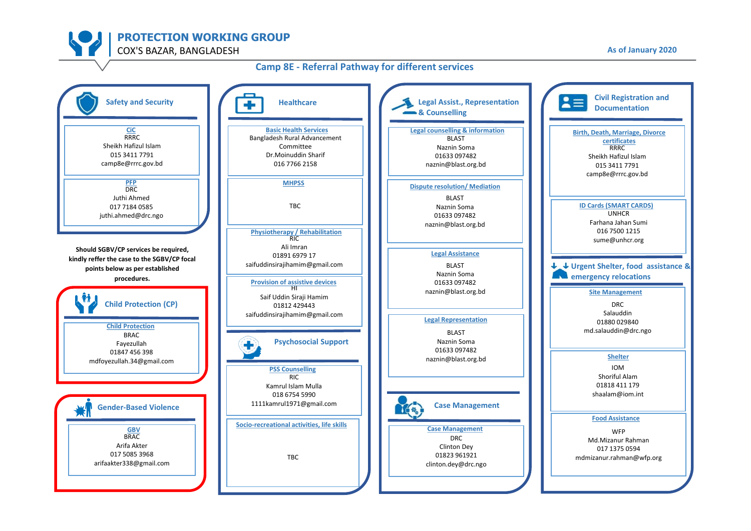# PROTECTION WORKING GROUP
COX'S BAZAR, BANGLADESH

As of January 2020

## Camp 8E - Referral Pathway for different services

### Safety and Security

**CiC**
RRRC
Sheikh Hafizul Islam
015 3411 7791
camp8e@rrrc.gov.bd

**PFP**
DRC
Juthi Ahmed
017 7184 0585
juthi.ahmed@drc.ngo

**Should SGBV/CP services be required, kindly reffer the case to the SGBV/CP focal points below as per established procedures.**

### Child Protection (CP)

**Child Protection**
BRAC
Fayezullah
01847 456 398
mdfoyezullah.34@gmail.com

### Gender-Based Violence

**GBV**
BRAC
Arifa Akter
017 5085 3968
arifaakter338@gmail.com

### Healthcare

**Basic Health Services**
Bangladesh Rural Advancement Committee
Dr.Moinuddin Sharif
016 7766 2158

**MHPSS**
TBC

**Physiotherapy / Rehabilitation**
RIC
Ali Imran
01891 6979 17
saifuddinsirajihamim@gmail.com

**Provision of assistive devices**
HI
Saif Uddin Siraji Hamim
01812 429443
saifuddinsirajihamim@gmail.com

### Psychosocial Support

**PSS Counselling**
RIC
Kamrul Islam Mulla
018 6754 5990
1111kamrul1971@gmail.com

**Socio-recreational activities, life skills**
TBC

### Legal Assist., Representation & Counselling

**Legal counselling & information**
BLAST
Naznin Soma
01633 097482
naznin@blast.org.bd

**Dispute resolution/ Mediation**
BLAST
Naznin Soma
01633 097482
naznin@blast.org.bd

**Legal Assistance**
BLAST
Naznin Soma
01633 097482
naznin@blast.org.bd

**Legal Representation**
BLAST
Naznin Soma
01633 097482
naznin@blast.org.bd

### Case Management

**Case Management**
DRC
Clinton Dey
01823 961921
clinton.dey@drc.ngo

### Civil Registration and Documentation

**Birth, Death, Marriage, Divorce certificates**
RRRC
Sheikh Hafizul Islam
015 3411 7791
camp8e@rrrc.gov.bd

**ID Cards (SMART CARDS)**
UNHCR
Farhana Jahan Sumi
016 7500 1215
sume@unhcr.org

### Urgent Shelter, food assistance & emergency relocations

**Site Management**
DRC
Salauddin
01880 029840
md.salauddin@drc.ngo

**Shelter**
IOM
Shoriful Alam
01818 411 179
shaalam@iom.int

**Food Assistance**
WFP
Md.Mizanur Rahman
017 1375 0594
mdmizanur.rahman@wfp.org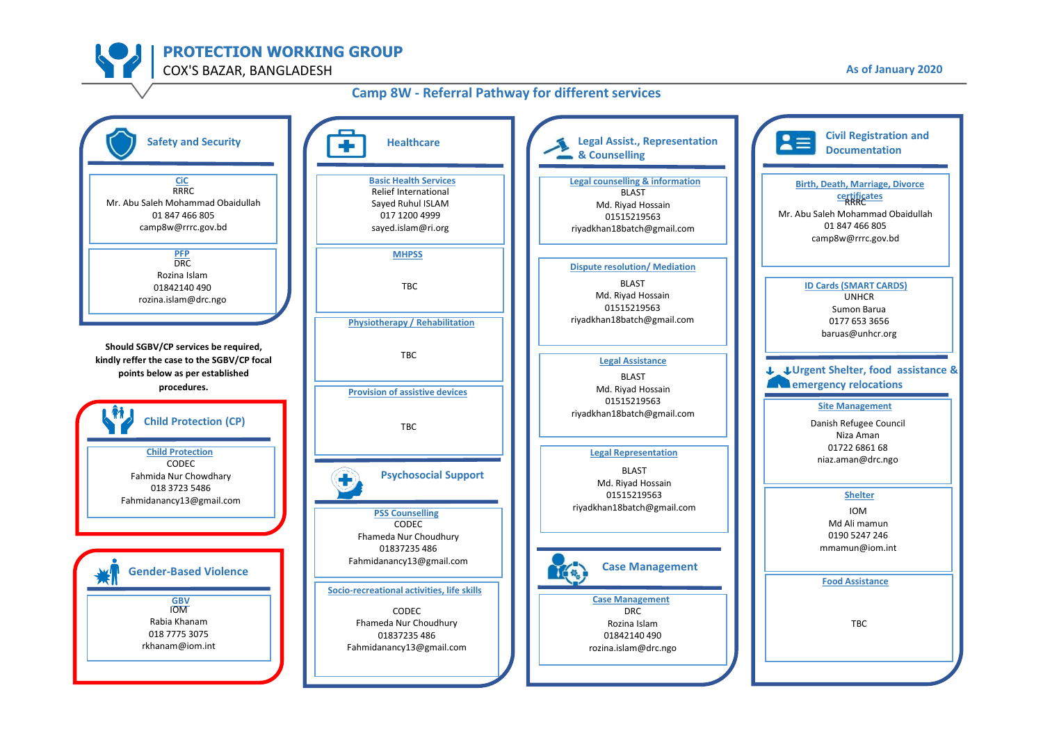# PROTECTION WORKING GROUP

COX'S BAZAR, BANGLADESH

As of January 2020

## Camp 8W - Referral Pathway for different services

### Safety and Security

**CiC**
RRRC
Mr. Abu Saleh Mohammad Obaidullah
01 847 466 805
camp8w@rrrc.gov.bd

**PFP**
DRC
Rozina Islam
01842140 490
rozina.islam@drc.ngo

**Should SGBV/CP services be required, kindly reffer the case to the SGBV/CP focal points below as per established procedures.**

### Child Protection (CP)

**Child Protection**
CODEC
Fahmida Nur Chowdhary
018 3723 5486
Fahmidanancy13@gmail.com

### Gender-Based Violence

**GBV**
IOM
Rabia Khanam
018 7775 3075
rkhanam@iom.int

### Healthcare

**Basic Health Services**
Relief International
Sayed Ruhul ISLAM
017 1200 4999
sayed.islam@ri.org

**MHPSS**
TBC

**Physiotherapy / Rehabilitation**
TBC

**Provision of assistive devices**
TBC

### Psychosocial Support

**PSS Counselling**
CODEC
Fhameda Nur Choudhury
01837235 486
Fahmidanancy13@gmail.com

**Socio-recreational activities, life skills**
CODEC
Fhameda Nur Choudhury
01837235 486
Fahmidanancy13@gmail.com

### Legal Assist., Representation & Counselling

**Legal counselling & information**
BLAST
Md. Riyad Hossain
01515219563
riyadkhan18batch@gmail.com

**Dispute resolution/ Mediation**
BLAST
Md. Riyad Hossain
01515219563
riyadkhan18batch@gmail.com

**Legal Assistance**
BLAST
Md. Riyad Hossain
01515219563
riyadkhan18batch@gmail.com

**Legal Representation**
BLAST
Md. Riyad Hossain
01515219563
riyadkhan18batch@gmail.com

### Case Management

**Case Management**
DRC
Rozina Islam
01842140 490
rozina.islam@drc.ngo

### Civil Registration and Documentation

**Birth, Death, Marriage, Divorce certificates**
RRRC
Mr. Abu Saleh Mohammad Obaidullah
01 847 466 805
camp8w@rrrc.gov.bd

**ID Cards (SMART CARDS)**
UNHCR
Sumon Barua
0177 653 3656
baruas@unhcr.org

### Urgent Shelter, food assistance & emergency relocations

**Site Management**
Danish Refugee Council
Niza Aman
01722 6861 68
niaz.aman@drc.ngo

**Shelter**
IOM
Md Ali mamun
0190 5247 246
mmamun@iom.int

**Food Assistance**
TBC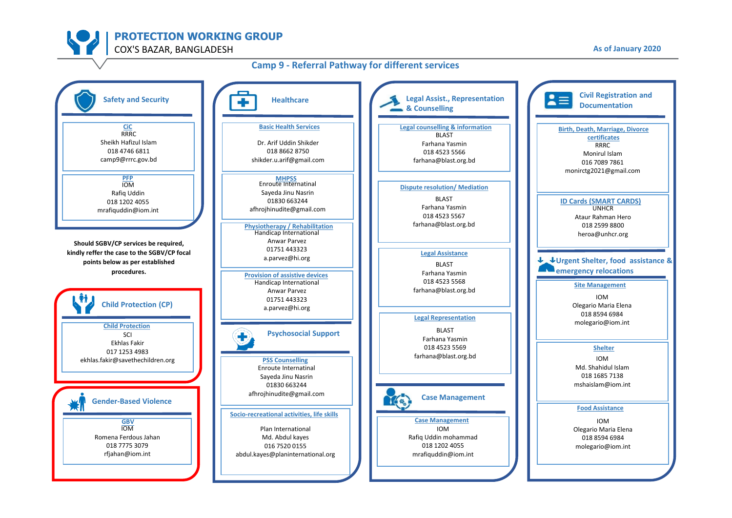# PROTECTION WORKING GROUP

COX'S BAZAR, BANGLADESH

As of January 2020

## Camp 9 - Referral Pathway for different services

### Safety and Security

**CiC**
RRRC
Sheikh Hafizul Islam
018 4746 6811
camp9@rrrc.gov.bd

**PFP**
IOM
Rafiq Uddin
018 1202 4055
mrafiquddin@iom.int

**Should SGBV/CP services be required, kindly reffer the case to the SGBV/CP focal points below as per established procedures.**

### Child Protection (CP)

**Child Protection**
SCI
Ekhlas Fakir
017 1253 4983
ekhlas.fakir@savethechildren.org

### Gender-Based Violence

**GBV**
IOM
Romena Ferdous Jahan
018 7775 3079
rfjahan@iom.int

### Healthcare

**Basic Health Services**
Dr. Arif Uddin Shikder
018 8662 8750
shikder.u.arif@gmail.com

**MHPSS**
Enroute Internatinal
Sayeda Jinu Nasrin
01830 663244
afhrojhinudite@gmail.com

**Physiotherapy / Rehabilitation**
Handicap International
Anwar Parvez
01751 443323
a.parvez@hi.org

**Provision of assistive devices**
Handicap International
Anwar Parvez
01751 443323
a.parvez@hi.org

### Psychosocial Support

**PSS Counselling**
Enroute Internatinal
Sayeda Jinu Nasrin
01830 663244
afhrojhinudite@gmail.com

**Socio-recreational activities, life skills**
Plan International
Md. Abdul kayes
016 7520 0155
abdul.kayes@planinternational.org

### Legal Assist., Representation & Counselling

**Legal counselling & information**
BLAST
Farhana Yasmin
018 4523 5566
farhana@blast.org.bd

**Dispute resolution/ Mediation**
BLAST
Farhana Yasmin
018 4523 5567
farhana@blast.org.bd

**Legal Assistance**
BLAST
Farhana Yasmin
018 4523 5568
farhana@blast.org.bd

**Legal Representation**
BLAST
Farhana Yasmin
018 4523 5569
farhana@blast.org.bd

### Case Management

**Case Management**
IOM
Rafiq Uddin mohammad
018 1202 4055
mrafiquddin@iom.int

### Civil Registration and Documentation

**Birth, Death, Marriage, Divorce certificates**
RRRC
Monirul Islam
016 7089 7861
monirctg2021@gmail.com

**ID Cards (SMART CARDS)**
UNHCR
Ataur Rahman Hero
018 2599 8800
heroa@unhcr.org

### Urgent Shelter, food assistance & emergency relocations

**Site Management**
IOM
Olegario Maria Elena
018 8594 6984
molegario@iom.int

**Shelter**
IOM
Md. Shahidul Islam
018 1685 7138
mshaislam@iom.int

**Food Assistance**
IOM
Olegario Maria Elena
018 8594 6984
molegario@iom.int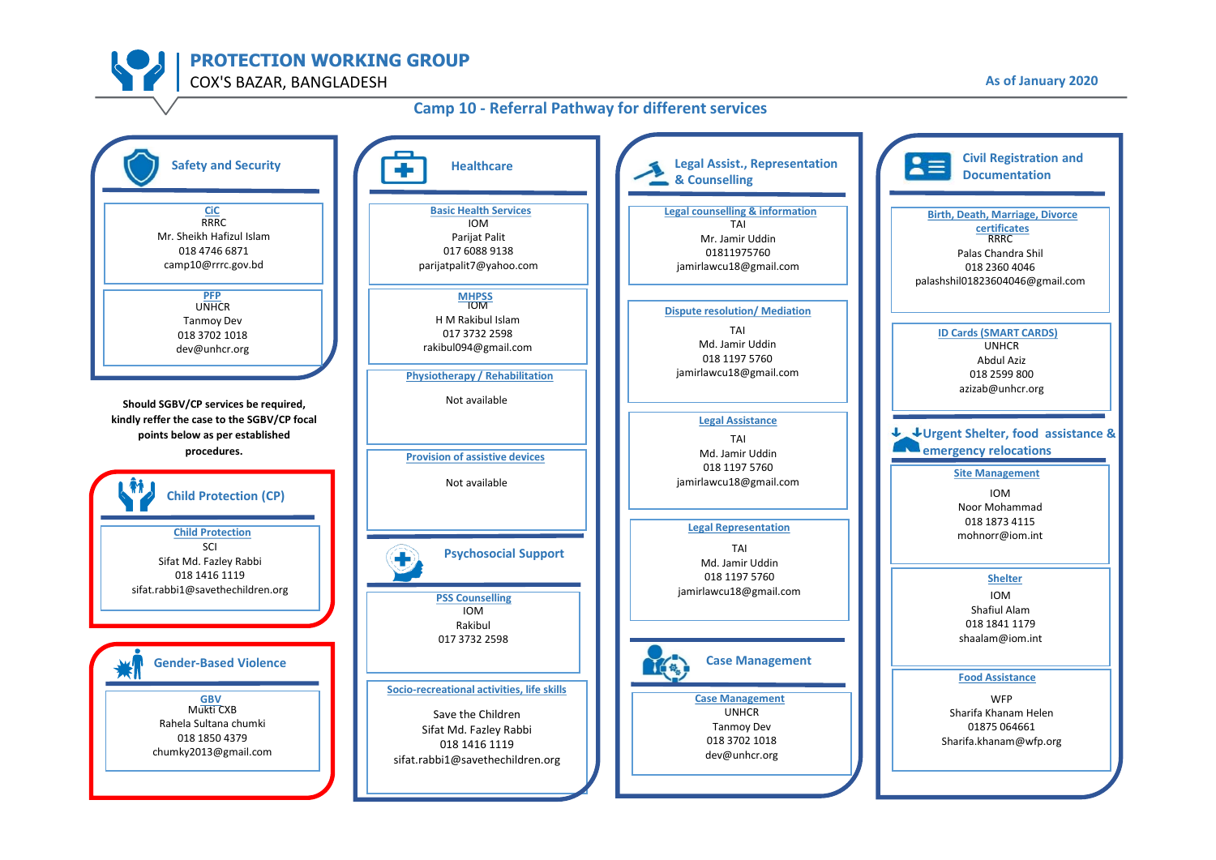# PROTECTION WORKING GROUP
COX'S BAZAR, BANGLADESH

As of January 2020

## Camp 10 - Referral Pathway for different services

### Safety and Security

**CiC**
RRRC
Mr. Sheikh Hafizul Islam
018 4746 6871
camp10@rrrc.gov.bd

**PFP**
UNHCR
Tanmoy Dev
018 3702 1018
dev@unhcr.org

**Should SGBV/CP services be required, kindly reffer the case to the SGBV/CP focal points below as per established procedures.**

### Child Protection (CP)

**Child Protection**
SCI
Sifat Md. Fazley Rabbi
018 1416 1119
sifat.rabbi1@savethechildren.org

### Gender-Based Violence

**GBV**
Mukti CXB
Rahela Sultana chumki
018 1850 4379
chumky2013@gmail.com

### Healthcare

**Basic Health Services**
IOM
Parijat Palit
017 6088 9138
parijatpalit7@yahoo.com

**MHPSS**
IOM
H M Rakibul Islam
017 3732 2598
rakibul094@gmail.com

**Physiotherapy / Rehabilitation**
Not available

**Provision of assistive devices**
Not available

### Psychosocial Support

**PSS Counselling**
IOM
Rakibul
017 3732 2598

**Socio-recreational activities, life skills**
Save the Children
Sifat Md. Fazley Rabbi
018 1416 1119
sifat.rabbi1@savethechildren.org

### Legal Assist., Representation & Counselling

**Legal counselling & information**
TAI
Mr. Jamir Uddin
01811975760
jamirlawcu18@gmail.com

**Dispute resolution/ Mediation**
TAI
Md. Jamir Uddin
018 1197 5760
jamirlawcu18@gmail.com

**Legal Assistance**
TAI
Md. Jamir Uddin
018 1197 5760
jamirlawcu18@gmail.com

**Legal Representation**
TAI
Md. Jamir Uddin
018 1197 5760
jamirlawcu18@gmail.com

### Case Management

**Case Management**
UNHCR
Tanmoy Dev
018 3702 1018
dev@unhcr.org

### Civil Registration and Documentation

**Birth, Death, Marriage, Divorce certificates**
RRRC
Palas Chandra Shil
018 2360 4046
palashshil01823604046@gmail.com

**ID Cards (SMART CARDS)**
UNHCR
Abdul Aziz
018 2599 800
azizab@unhcr.org

### Urgent Shelter, food assistance & emergency relocations

**Site Management**
IOM
Noor Mohammad
018 1873 4115
mohnorr@iom.int

**Shelter**
IOM
Shafiul Alam
018 1841 1179
shaalam@iom.int

**Food Assistance**
WFP
Sharifa Khanam Helen
01875 064661
Sharifa.khanam@wfp.org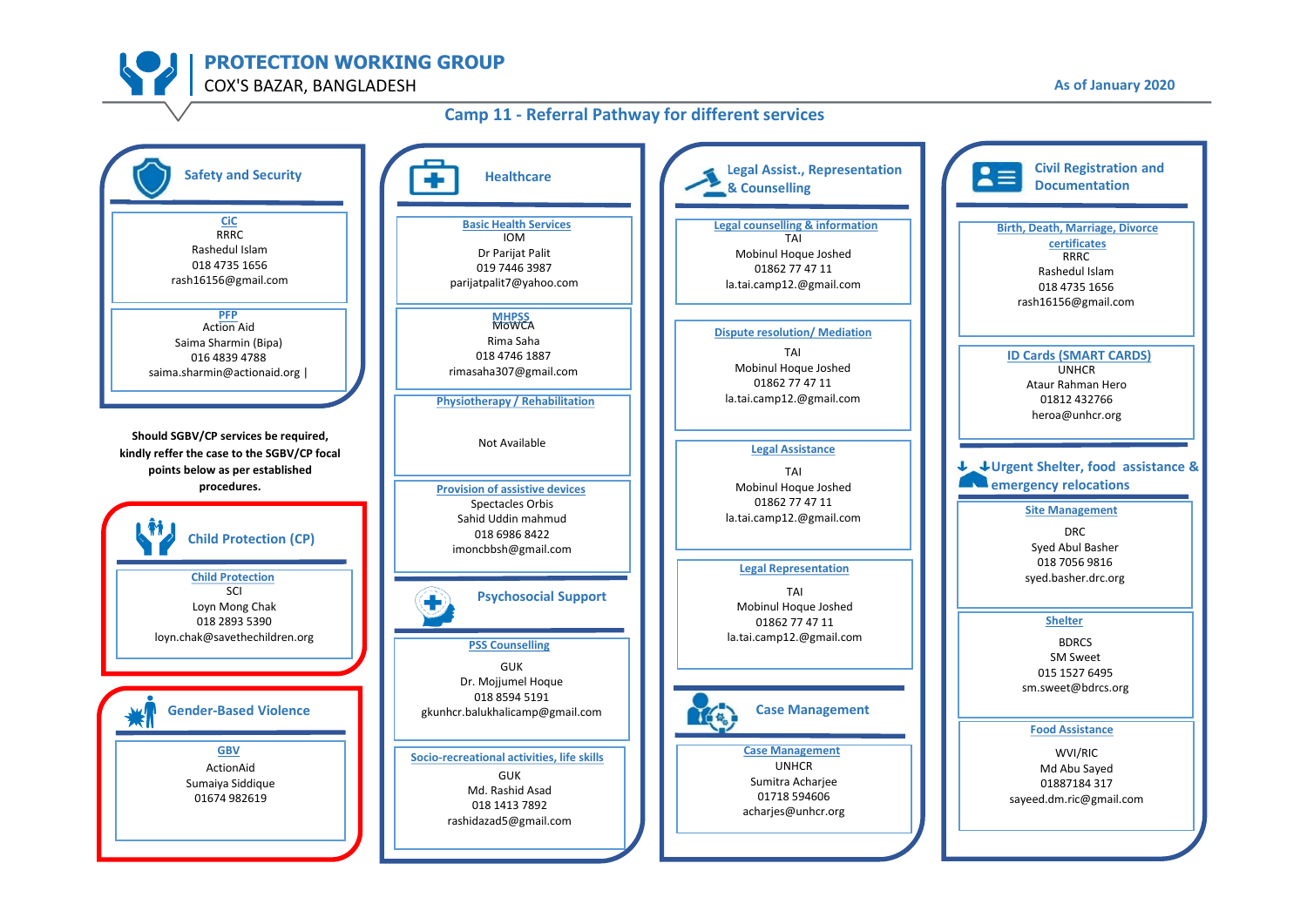# PROTECTION WORKING GROUP

COX'S BAZAR, BANGLADESH

As of January 2020

## Camp 11 - Referral Pathway for different services

### Safety and Security

**CiC**
RRRC
Rashedul Islam
018 4735 1656
rash16156@gmail.com

**PFP**
Action Aid
Saima Sharmin (Bipa)
016 4839 4788
saima.sharmin@actionaid.org |

**Should SGBV/CP services be required, kindly reffer the case to the SGBV/CP focal points below as per established procedures.**

### Child Protection (CP)

**Child Protection**
SCI
Loyn Mong Chak
018 2893 5390
loyn.chak@savethechildren.org

### Gender-Based Violence

**GBV**
ActionAid
Sumaiya Siddique
01674 982619

### Healthcare

**Basic Health Services**
IOM
Dr Parijat Palit
019 7446 3987
parijatpalit7@yahoo.com

**MHPSS**
MoWCA
Rima Saha
018 4746 1887
rimasaha307@gmail.com

**Physiotherapy / Rehabilitation**
Not Available

**Provision of assistive devices**
Spectacles Orbis
Sahid Uddin mahmud
018 6986 8422
imoncbbsh@gmail.com

### Psychosocial Support

**PSS Counselling**
GUK
Dr. Mojjumel Hoque
018 8594 5191
gkunhcr.balukhalicamp@gmail.com

**Socio-recreational activities, life skills**
GUK
Md. Rashid Asad
018 1413 7892
rashidazad5@gmail.com

### Legal Assist., Representation & Counselling

**Legal counselling & information**
TAI
Mobinul Hoque Joshed
01862 77 47 11
la.tai.camp12.@gmail.com

**Dispute resolution/ Mediation**
TAI
Mobinul Hoque Joshed
01862 77 47 11
la.tai.camp12.@gmail.com

**Legal Assistance**
TAI
Mobinul Hoque Joshed
01862 77 47 11
la.tai.camp12.@gmail.com

**Legal Representation**
TAI
Mobinul Hoque Joshed
01862 77 47 11
la.tai.camp12.@gmail.com

### Case Management

**Case Management**
UNHCR
Sumitra Acharjee
01718 594606
acharjes@unhcr.org

### Civil Registration and Documentation

**Birth, Death, Marriage, Divorce certificates**
RRRC
Rashedul Islam
018 4735 1656
rash16156@gmail.com

**ID Cards (SMART CARDS)**
UNHCR
Ataur Rahman Hero
01812 432766
heroa@unhcr.org

### Urgent Shelter, food assistance & emergency relocations

**Site Management**
DRC
Syed Abul Basher
018 7056 9816
syed.basher.drc.org

**Shelter**
BDRCS
SM Sweet
015 1527 6495
sm.sweet@bdrcs.org

**Food Assistance**
WVI/RIC
Md Abu Sayed
01887184 317
sayeed.dm.ric@gmail.com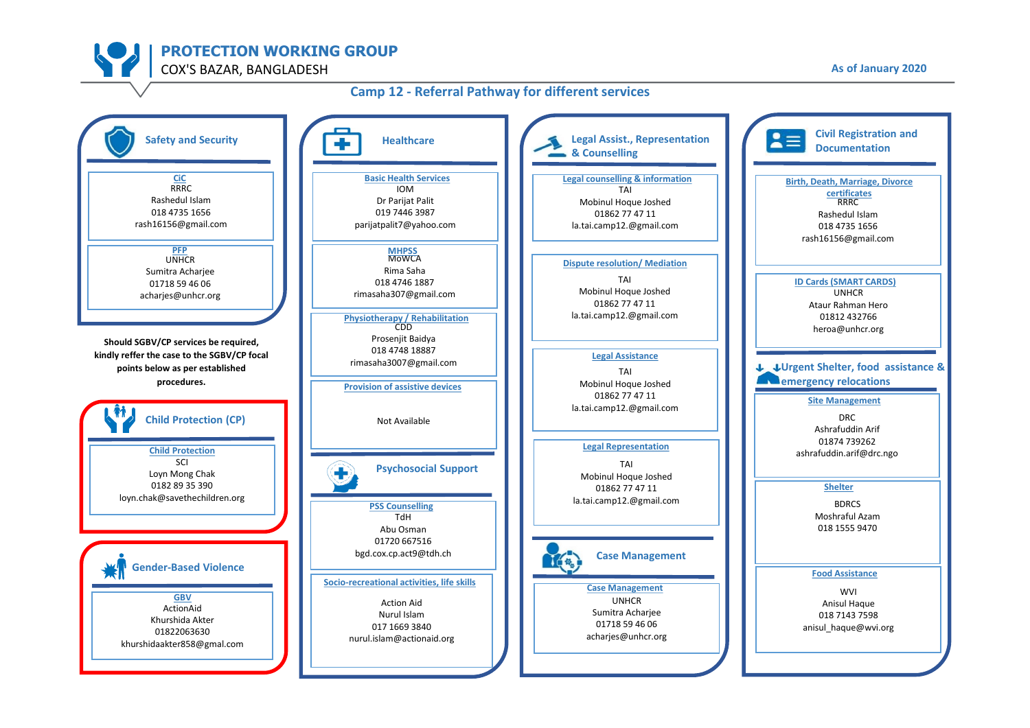# PROTECTION WORKING GROUP

COX'S BAZAR, BANGLADESH

As of January 2020

## Camp 12 - Referral Pathway for different services

### Safety and Security

**CiC**
RRRC
Rashedul Islam
018 4735 1656
rash16156@gmail.com

**PFP**
UNHCR
Sumitra Acharjee
01718 59 46 06
acharjes@unhcr.org

**Should SGBV/CP services be required, kindly reffer the case to the SGBV/CP focal points below as per established procedures.**

### Child Protection (CP)

**Child Protection**
SCI
Loyn Mong Chak
0182 89 35 390
loyn.chak@savethechildren.org

### Gender-Based Violence

**GBV**
ActionAid
Khurshida Akter
01822063630
khurshidaakter858@gmal.com

### Healthcare

**Basic Health Services**
IOM
Dr Parijat Palit
019 7446 3987
parijatpalit7@yahoo.com

**MHPSS**
MoWCA
Rima Saha
018 4746 1887
rimasaha307@gmail.com

**Physiotherapy / Rehabilitation**
CDD
Prosenjit Baidya
018 4748 18887
rimasaha3007@gmail.com

**Provision of assistive devices**
Not Available

### Psychosocial Support

**PSS Counselling**
TdH
Abu Osman
01720 667516
bgd.cox.cp.act9@tdh.ch

**Socio-recreational activities, life skills**
Action Aid
Nurul Islam
017 1669 3840
nurul.islam@actionaid.org

### Legal Assist., Representation & Counselling

**Legal counselling & information**
TAI
Mobinul Hoque Joshed
01862 77 47 11
la.tai.camp12.@gmail.com

**Dispute resolution/ Mediation**
TAI
Mobinul Hoque Joshed
01862 77 47 11
la.tai.camp12.@gmail.com

**Legal Assistance**
TAI
Mobinul Hoque Joshed
01862 77 47 11
la.tai.camp12.@gmail.com

**Legal Representation**
TAI
Mobinul Hoque Joshed
01862 77 47 11
la.tai.camp12.@gmail.com

### Case Management

**Case Management**
UNHCR
Sumitra Acharjee
01718 59 46 06
acharjes@unhcr.org

### Civil Registration and Documentation

**Birth, Death, Marriage, Divorce certificates**
RRRC
Rashedul Islam
018 4735 1656
rash16156@gmail.com

**ID Cards (SMART CARDS)**
UNHCR
Ataur Rahman Hero
01812 432766
heroa@unhcr.org

### Urgent Shelter, food assistance & emergency relocations

**Site Management**
DRC
Ashrafuddin Arif
01874 739262
ashrafuddin.arif@drc.ngo

**Shelter**
BDRCS
Moshraful Azam
018 1555 9470

**Food Assistance**
WVI
Anisul Haque
018 7143 7598
anisul_haque@wvi.org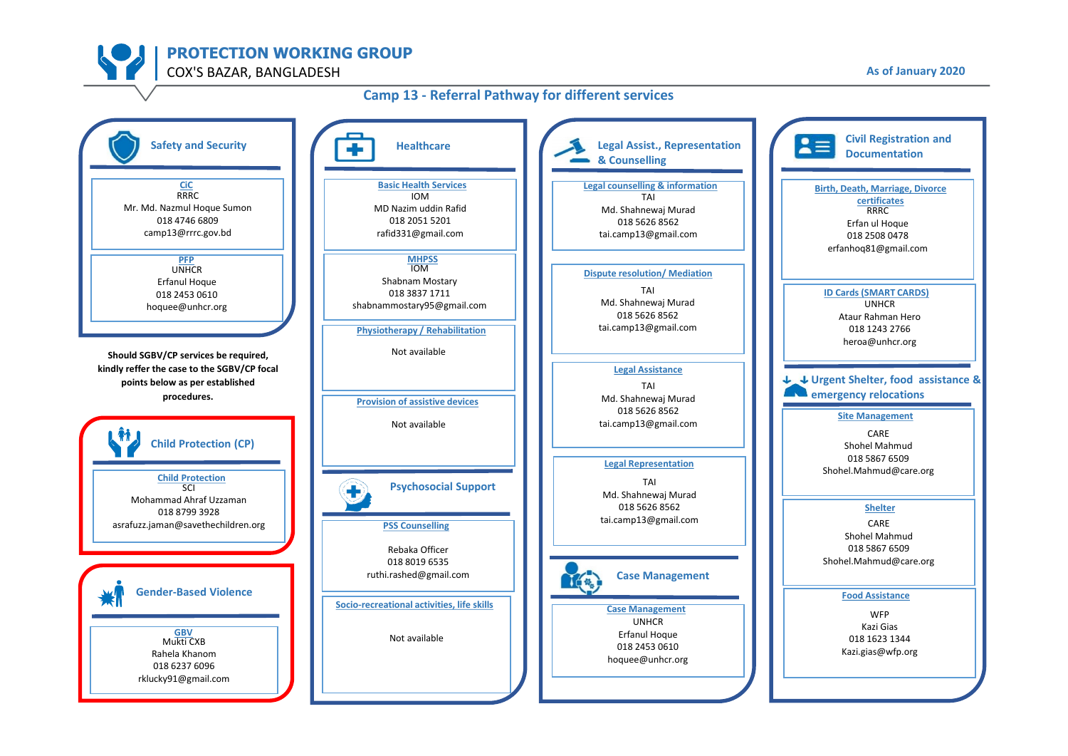# PROTECTION WORKING GROUP

COX'S BAZAR, BANGLADESH

As of January 2020

## Camp 13 - Referral Pathway for different services

### Safety and Security

**CiC**
RRRC
Mr. Md. Nazmul Hoque Sumon
018 4746 6809
camp13@rrrc.gov.bd

**PFP**
UNHCR
Erfanul Hoque
018 2453 0610
hoquee@unhcr.org

**Should SGBV/CP services be required, kindly reffer the case to the SGBV/CP focal points below as per established procedures.**

### Child Protection (CP)

**Child Protection**
SCI
Mohammad Ahraf Uzzaman
018 8799 3928
asrafuzz.jaman@savethechildren.org

### Gender-Based Violence

**GBV**
Mukti CXB
Rahela Khanom
018 6237 6096
rklucky91@gmail.com

### Healthcare

**Basic Health Services**
IOM
MD Nazim uddin Rafid
018 2051 5201
rafid331@gmail.com

**MHPSS**
IOM
Shabnam Mostary
018 3837 1711
shabnammostary95@gmail.com

**Physiotherapy / Rehabilitation**
Not available

**Provision of assistive devices**
Not available

### Psychosocial Support

**PSS Counselling**
Rebaka Officer
018 8019 6535
ruthi.rashed@gmail.com

**Socio-recreational activities, life skills**
Not available

### Legal Assist., Representation & Counselling

**Legal counselling & information**
TAI
Md. Shahnewaj Murad
018 5626 8562
tai.camp13@gmail.com

**Dispute resolution/ Mediation**
TAI
Md. Shahnewaj Murad
018 5626 8562
tai.camp13@gmail.com

**Legal Assistance**
TAI
Md. Shahnewaj Murad
018 5626 8562
tai.camp13@gmail.com

**Legal Representation**
TAI
Md. Shahnewaj Murad
018 5626 8562
tai.camp13@gmail.com

### Case Management

**Case Management**
UNHCR
Erfanul Hoque
018 2453 0610
hoquee@unhcr.org

### Civil Registration and Documentation

**Birth, Death, Marriage, Divorce certificates**
RRRC
Erfan ul Hoque
018 2508 0478
erfanhoq81@gmail.com

**ID Cards (SMART CARDS)**
UNHCR
Ataur Rahman Hero
018 1243 2766
heroa@unhcr.org

### Urgent Shelter, food assistance & emergency relocations

**Site Management**
CARE
Shohel Mahmud
018 5867 6509
Shohel.Mahmud@care.org

**Shelter**
CARE
Shohel Mahmud
018 5867 6509
Shohel.Mahmud@care.org

**Food Assistance**
WFP
Kazi Gias
018 1623 1344
Kazi.gias@wfp.org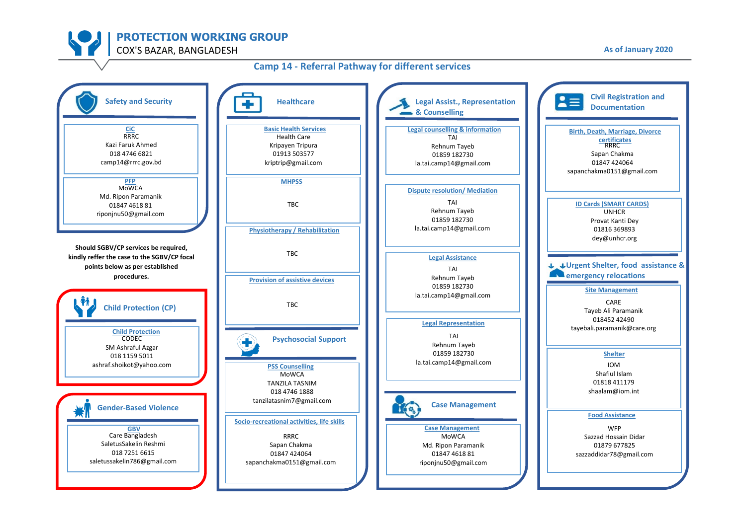# PROTECTION WORKING GROUP

COX'S BAZAR, BANGLADESH

As of January 2020

## Camp 14 - Referral Pathway for different services

### Safety and Security

**CiC**
RRRC
Kazi Faruk Ahmed
018 4746 6821
camp14@rrrc.gov.bd

**PFP**
MoWCA
Md. Ripon Paramanik
01847 4618 81
riponjnu50@gmail.com

**Should SGBV/CP services be required, kindly reffer the case to the SGBV/CP focal points below as per established procedures.**

### Child Protection (CP)

**Child Protection**
CODEC
SM Ashraful Azgar
018 1159 5011
ashraf.shoikot@yahoo.com

### Gender-Based Violence

**GBV**
Care Bangladesh
SaletusSakelin Reshmi
018 7251 6615
saletussakelin786@gmail.com

### Healthcare

**Basic Health Services**
Health Care
Kripayen Tripura
01913 503577
kriptrip@gmail.com

**MHPSS**
TBC

**Physiotherapy / Rehabilitation**
TBC

**Provision of assistive devices**
TBC

### Psychosocial Support

**PSS Counselling**
MoWCA
TANZILA TASNIM
018 4746 1888
tanzilatasnim7@gmail.com

**Socio-recreational activities, life skills**
RRRC
Sapan Chakma
01847 424064
sapanchakma0151@gmail.com

### Legal Assist., Representation & Counselling

**Legal counselling & information**
TAI
Rehnum Tayeb
01859 182730
la.tai.camp14@gmail.com

**Dispute resolution/ Mediation**
TAI
Rehnum Tayeb
01859 182730
la.tai.camp14@gmail.com

**Legal Assistance**
TAI
Rehnum Tayeb
01859 182730
la.tai.camp14@gmail.com

**Legal Representation**
TAI
Rehnum Tayeb
01859 182730
la.tai.camp14@gmail.com

### Case Management

**Case Management**
MoWCA
Md. Ripon Paramanik
01847 4618 81
riponjnu50@gmail.com

### Civil Registration and Documentation

**Birth, Death, Marriage, Divorce certificates**
RRRC
Sapan Chakma
01847 424064
sapanchakma0151@gmail.com

**ID Cards (SMART CARDS)**
UNHCR
Provat Kanti Dey
01816 369893
dey@unhcr.org

### Urgent Shelter, food assistance & emergency relocations

**Site Management**
CARE
Tayeb Ali Paramanik
018452 42490
tayebali.paramanik@care.org

**Shelter**
IOM
Shafiul Islam
01818 411179
shaalam@iom.int

**Food Assistance**
WFP
Sazzad Hossain Didar
01879 677825
sazzaddidar78@gmail.com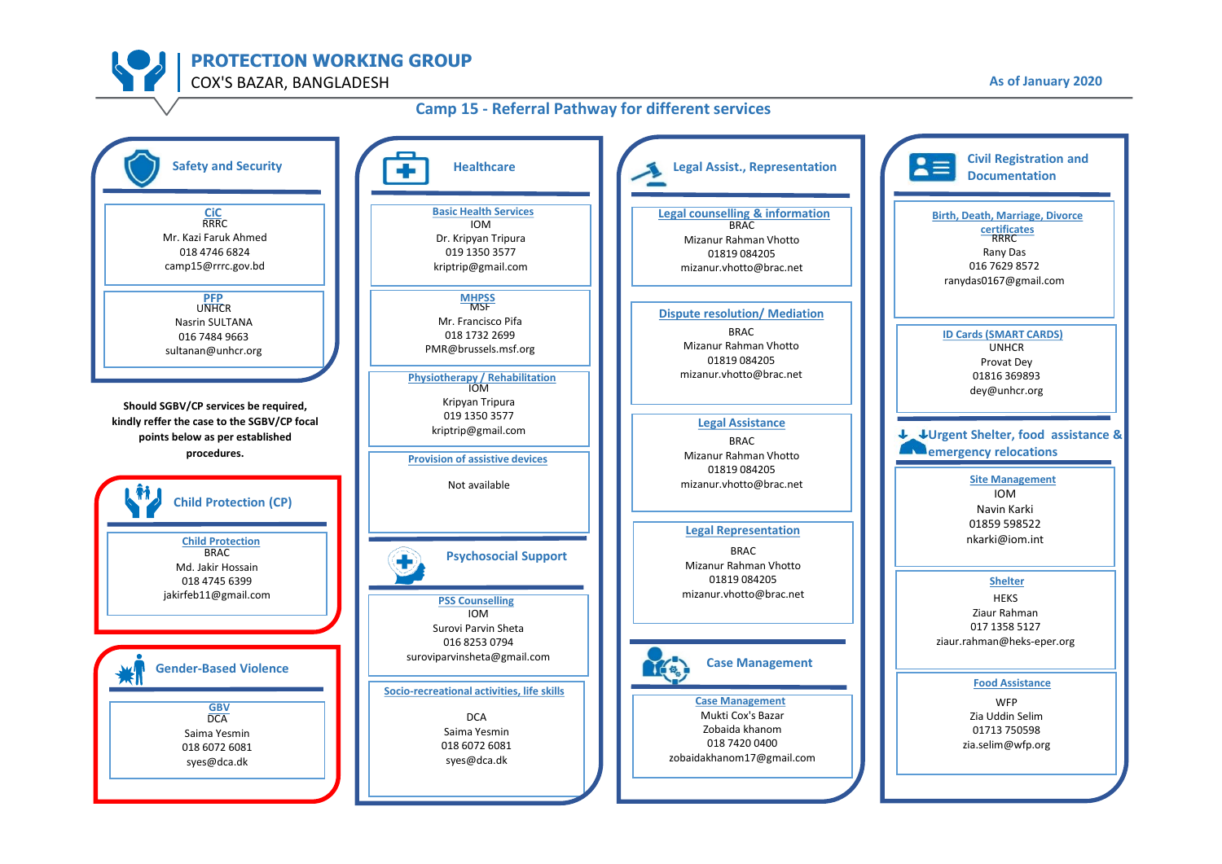# PROTECTION WORKING GROUP

COX'S BAZAR, BANGLADESH

As of January 2020

## Camp 15 - Referral Pathway for different services

### Safety and Security

**CiC**
RRRC
Mr. Kazi Faruk Ahmed
018 4746 6824
camp15@rrrc.gov.bd

**PFP**
UNHCR
Nasrin SULTANA
016 7484 9663
sultanan@unhcr.org

**Should SGBV/CP services be required, kindly reffer the case to the SGBV/CP focal points below as per established procedures.**

### Child Protection (CP)

**Child Protection**
BRAC
Md. Jakir Hossain
018 4745 6399
jakirfeb11@gmail.com

### Gender-Based Violence

**GBV**
DCA
Saima Yesmin
018 6072 6081
syes@dca.dk

### Healthcare

**Basic Health Services**
IOM
Dr. Kripyan Tripura
019 1350 3577
kriptrip@gmail.com

**MHPSS**
MSF
Mr. Francisco Pifa
018 1732 2699
PMR@brussels.msf.org

**Physiotherapy / Rehabilitation**
IOM
Kripyan Tripura
019 1350 3577
kriptrip@gmail.com

**Provision of assistive devices**
Not available

### Psychosocial Support

**PSS Counselling**
IOM
Surovi Parvin Sheta
016 8253 0794
suroviparvinsheta@gmail.com

**Socio-recreational activities, life skills**
DCA
Saima Yesmin
018 6072 6081
syes@dca.dk

### Legal Assist., Representation

**Legal counselling & information**
BRAC
Mizanur Rahman Vhotto
01819 084205
mizanur.vhotto@brac.net

**Dispute resolution/ Mediation**
BRAC
Mizanur Rahman Vhotto
01819 084205
mizanur.vhotto@brac.net

**Legal Assistance**
BRAC
Mizanur Rahman Vhotto
01819 084205
mizanur.vhotto@brac.net

**Legal Representation**
BRAC
Mizanur Rahman Vhotto
01819 084205
mizanur.vhotto@brac.net

### Case Management

**Case Management**
Mukti Cox's Bazar
Zobaida khanom
018 7420 0400
zobaidakhanom17@gmail.com

### Civil Registration and Documentation

**Birth, Death, Marriage, Divorce certificates**
RRRC
Rany Das
016 7629 8572
ranydas0167@gmail.com

**ID Cards (SMART CARDS)**
UNHCR
Provat Dey
01816 369893
dey@unhcr.org

### Urgent Shelter, food assistance & emergency relocations

**Site Management**
IOM
Navin Karki
01859 598522
nkarki@iom.int

**Shelter**
HEKS
Ziaur Rahman
017 1358 5127
ziaur.rahman@heks-eper.org

**Food Assistance**
WFP
Zia Uddin Selim
01713 750598
zia.selim@wfp.org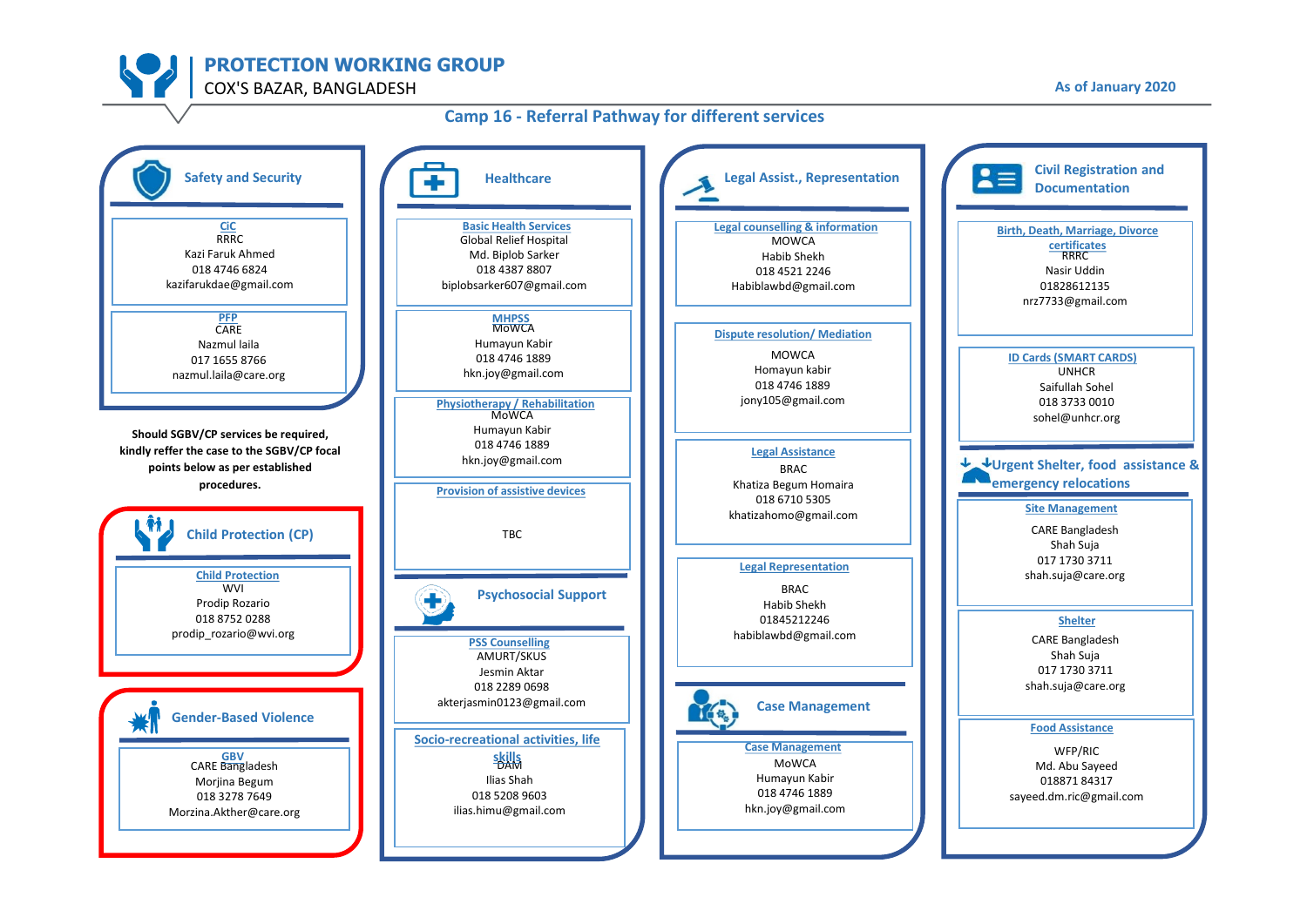# PROTECTION WORKING GROUP

COX'S BAZAR, BANGLADESH

As of January 2020

## Camp 16 - Referral Pathway for different services

### Safety and Security

**CiC**
RRRC
Kazi Faruk Ahmed
018 4746 6824
kazifarukdae@gmail.com

**PFP**
CARE
Nazmul laila
017 1655 8766
nazmul.laila@care.org

**Should SGBV/CP services be required, kindly reffer the case to the SGBV/CP focal points below as per established procedures.**

### Child Protection (CP)

**Child Protection**
WVI
Prodip Rozario
018 8752 0288
prodip_rozario@wvi.org

### Gender-Based Violence

**GBV**
CARE Bangladesh
Morjina Begum
018 3278 7649
Morzina.Akther@care.org

### Healthcare

**Basic Health Services**
Global Relief Hospital
Md. Biplob Sarker
018 4387 8807
biplobsarker607@gmail.com

**MHPSS**
MoWCA
Humayun Kabir
018 4746 1889
hkn.joy@gmail.com

**Physiotherapy / Rehabilitation**
MoWCA
Humayun Kabir
018 4746 1889
hkn.joy@gmail.com

**Provision of assistive devices**
TBC

### Psychosocial Support

**PSS Counselling**
AMURT/SKUS
Jesmin Aktar
018 2289 0698
akterjasmin0123@gmail.com

**Socio-recreational activities, life skills**
DAM
Ilias Shah
018 5208 9603
ilias.himu@gmail.com

### Legal Assist., Representation

**Legal counselling & information**
MOWCA
Habib Shekh
018 4521 2246
Habiblawbd@gmail.com

**Dispute resolution/ Mediation**
MOWCA
Homayun kabir
018 4746 1889
jony105@gmail.com

**Legal Assistance**
BRAC
Khatiza Begum Homaira
018 6710 5305
khatizahomo@gmail.com

**Legal Representation**
BRAC
Habib Shekh
01845212246
habiblawbd@gmail.com

### Case Management

**Case Management**
MoWCA
Humayun Kabir
018 4746 1889
hkn.joy@gmail.com

### Civil Registration and Documentation

**Birth, Death, Marriage, Divorce certificates**
RRRC
Nasir Uddin
01828612135
nrz7733@gmail.com

**ID Cards (SMART CARDS)**
UNHCR
Saifullah Sohel
018 3733 0010
sohel@unhcr.org

### Urgent Shelter, food assistance & emergency relocations

**Site Management**
CARE Bangladesh
Shah Suja
017 1730 3711
shah.suja@care.org

**Shelter**
CARE Bangladesh
Shah Suja
017 1730 3711
shah.suja@care.org

**Food Assistance**
WFP/RIC
Md. Abu Sayeed
018871 84317
sayeed.dm.ric@gmail.com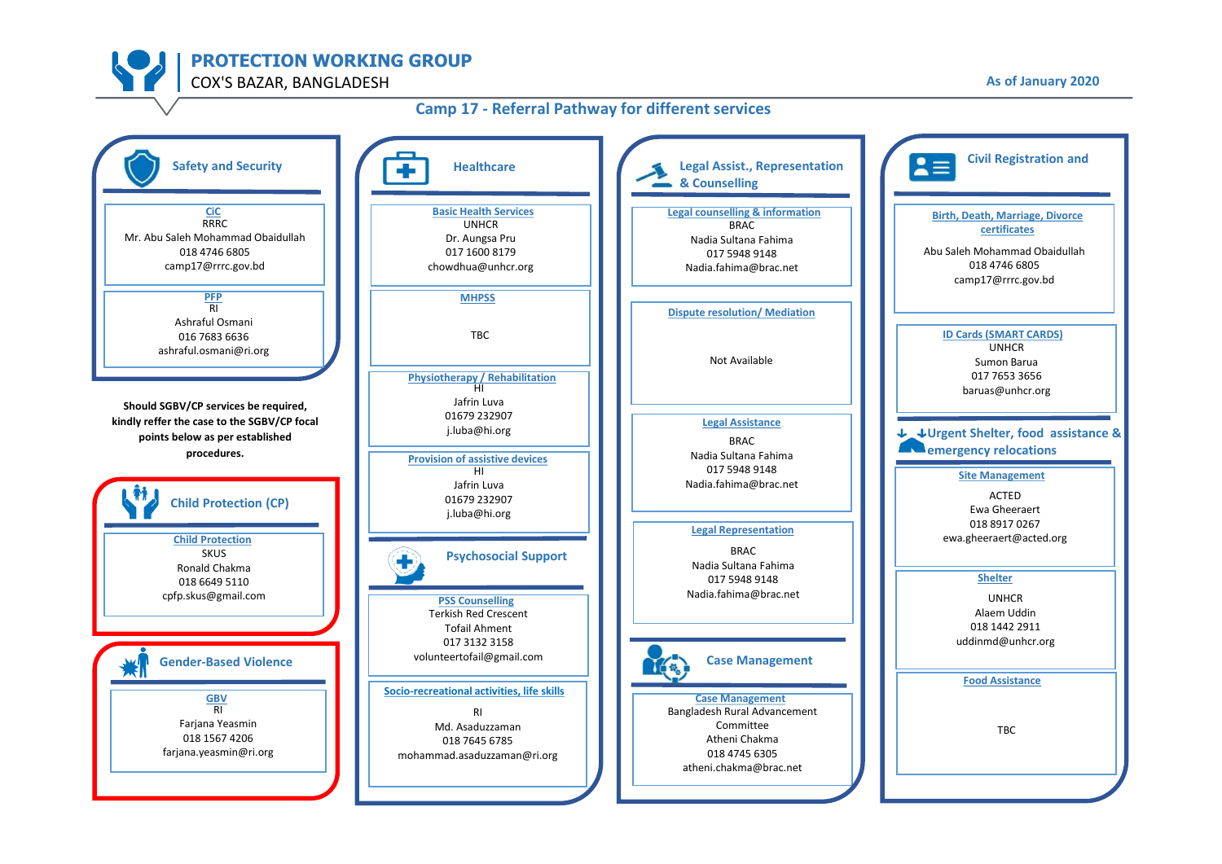# PROTECTION WORKING GROUP
COX'S BAZAR, BANGLADESH

As of January 2020

## Camp 17 - Referral Pathway for different services

### Safety and Security

**CiC**
RRRC
Mr. Abu Saleh Mohammad Obaidullah
018 4746 6805
camp17@rrrc.gov.bd

**PFP**
RI
Ashraful Osmani
016 7683 6636
ashraful.osmani@ri.org

**Should SGBV/CP services be required, kindly reffer the case to the SGBV/CP focal points below as per established procedures.**

### Child Protection (CP)

**Child Protection**
SKUS
Ronald Chakma
018 6649 5110
cpfp.skus@gmail.com

### Gender-Based Violence

**GBV**
RI
Farjana Yeasmin
018 1567 4206
farjana.yeasmin@ri.org

### Healthcare

**Basic Health Services**
UNHCR
Dr. Aungsa Pru
017 1600 8179
chowdhua@unhcr.org

**MHPSS**
TBC

**Physiotherapy / Rehabilitation**
HI
Jafrin Luva
01679 232907
j.luba@hi.org

**Provision of assistive devices**
HI
Jafrin Luva
01679 232907
j.luba@hi.org

### Psychosocial Support

**PSS Counselling**
Terkish Red Crescent
Tofail Ahment
017 3132 3158
volunteertofail@gmail.com

**Socio-recreational activities, life skills**
RI
Md. Asaduzzaman
018 7645 6785
mohammad.asaduzzaman@ri.org

### Legal Assist., Representation & Counselling

**Legal counselling & information**
BRAC
Nadia Sultana Fahima
017 5948 9148
Nadia.fahima@brac.net

**Dispute resolution/ Mediation**
Not Available

**Legal Assistance**
BRAC
Nadia Sultana Fahima
017 5948 9148
Nadia.fahima@brac.net

**Legal Representation**
BRAC
Nadia Sultana Fahima
017 5948 9148
Nadia.fahima@brac.net

### Case Management

**Case Management**
Bangladesh Rural Advancement Committee
Atheni Chakma
018 4745 6305
atheni.chakma@brac.net

### Civil Registration and

**Birth, Death, Marriage, Divorce certificates**
Abu Saleh Mohammad Obaidullah
018 4746 6805
camp17@rrrc.gov.bd

**ID Cards (SMART CARDS)**
UNHCR
Sumon Barua
017 7653 3656
baruas@unhcr.org

### Urgent Shelter, food assistance & emergency relocations

**Site Management**
ACTED
Ewa Gheeraert
018 8917 0267
ewa.gheeraert@acted.org

**Shelter**
UNHCR
Alaem Uddin
018 1442 2911
uddinmd@unhcr.org

**Food Assistance**
TBC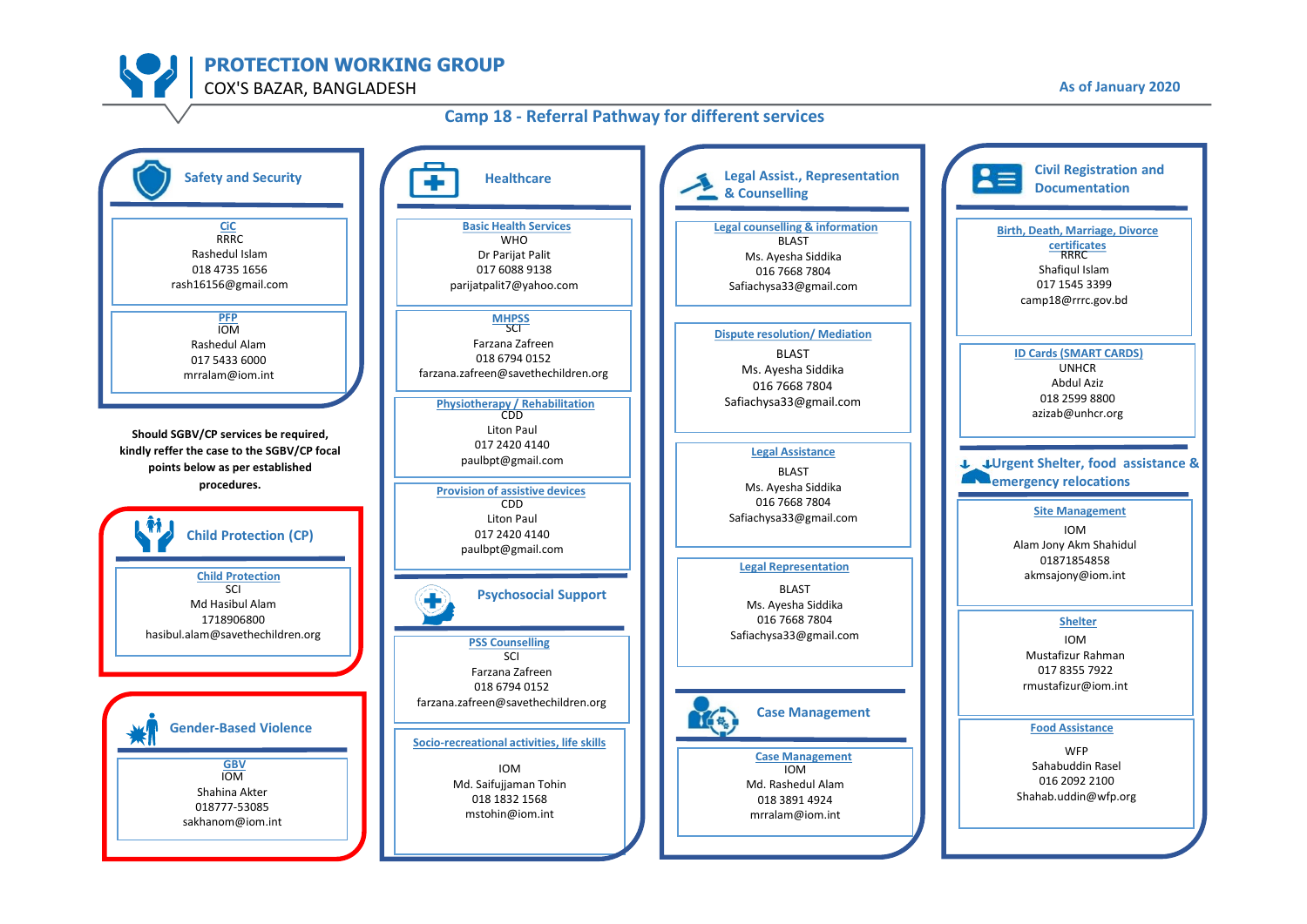# PROTECTION WORKING GROUP

COX'S BAZAR, BANGLADESH

As of January 2020

## Camp 18 - Referral Pathway for different services

### Safety and Security

**CiC**
RRRC
Rashedul Islam
018 4735 1656
rash16156@gmail.com

**PFP**
IOM
Rashedul Alam
017 5433 6000
mrralam@iom.int

**Should SGBV/CP services be required, kindly reffer the case to the SGBV/CP focal points below as per established procedures.**

### Child Protection (CP)

**Child Protection**
SCI
Md Hasibul Alam
1718906800
hasibul.alam@savethechildren.org

### Gender-Based Violence

**GBV**
IOM
Shahina Akter
018777-53085
sakhanom@iom.int

### Healthcare

**Basic Health Services**
WHO
Dr Parijat Palit
017 6088 9138
parijatpalit7@yahoo.com

**MHPSS**
SCI
Farzana Zafreen
018 6794 0152
farzana.zafreen@savethechildren.org

**Physiotherapy / Rehabilitation**
CDD
Liton Paul
017 2420 4140
paulbpt@gmail.com

**Provision of assistive devices**
CDD
Liton Paul
017 2420 4140
paulbpt@gmail.com

### Psychosocial Support

**PSS Counselling**
SCI
Farzana Zafreen
018 6794 0152
farzana.zafreen@savethechildren.org

**Socio-recreational activities, life skills**
IOM
Md. Saifujjaman Tohin
018 1832 1568
mstohin@iom.int

### Legal Assist., Representation & Counselling

**Legal counselling & information**
BLAST
Ms. Ayesha Siddika
016 7668 7804
Safiachysa33@gmail.com

**Dispute resolution/ Mediation**
BLAST
Ms. Ayesha Siddika
016 7668 7804
Safiachysa33@gmail.com

**Legal Assistance**
BLAST
Ms. Ayesha Siddika
016 7668 7804
Safiachysa33@gmail.com

**Legal Representation**
BLAST
Ms. Ayesha Siddika
016 7668 7804
Safiachysa33@gmail.com

### Case Management

**Case Management**
IOM
Md. Rashedul Alam
018 3891 4924
mrralam@iom.int

### Civil Registration and Documentation

**Birth, Death, Marriage, Divorce certificates**
RRRC
Shafiqul Islam
017 1545 3399
camp18@rrrc.gov.bd

**ID Cards (SMART CARDS)**
UNHCR
Abdul Aziz
018 2599 8800
azizab@unhcr.org

### Urgent Shelter, food assistance & emergency relocations

**Site Management**
IOM
Alam Jony Akm Shahidul
01871854858
akmsajony@iom.int

**Shelter**
IOM
Mustafizur Rahman
017 8355 7922
rmustafizur@iom.int

**Food Assistance**
WFP
Sahabuddin Rasel
016 2092 2100
Shahab.uddin@wfp.org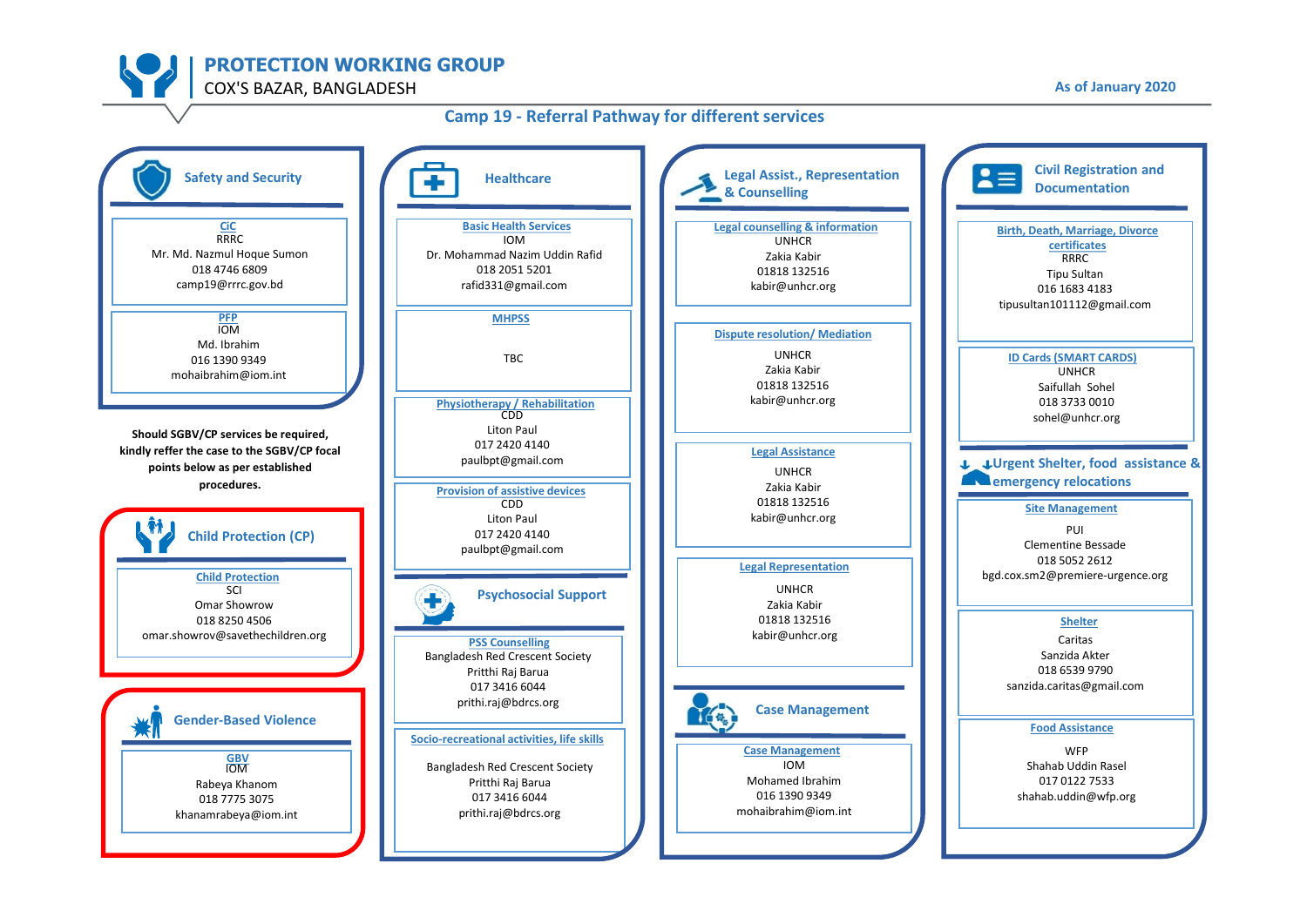# PROTECTION WORKING GROUP

COX'S BAZAR, BANGLADESH

As of January 2020

## Camp 19 - Referral Pathway for different services

### Safety and Security

**CiC**
RRRC
Mr. Md. Nazmul Hoque Sumon
018 4746 6809
camp19@rrrc.gov.bd

**PFP**
IOM
Md. Ibrahim
016 1390 9349
mohaibrahim@iom.int

**Should SGBV/CP services be required, kindly reffer the case to the SGBV/CP focal points below as per established procedures.**

### Child Protection (CP)

**Child Protection**
SCI
Omar Showrow
018 8250 4506
omar.showrov@savethechildren.org

### Gender-Based Violence

**GBV**
IOM
Rabeya Khanom
018 7775 3075
khanamrabeya@iom.int

### Healthcare

**Basic Health Services**
IOM
Dr. Mohammad Nazim Uddin Rafid
018 2051 5201
rafid331@gmail.com

**MHPSS**
TBC

**Physiotherapy / Rehabilitation**
CDD
Liton Paul
017 2420 4140
paulbpt@gmail.com

**Provision of assistive devices**
CDD
Liton Paul
017 2420 4140
paulbpt@gmail.com

### Psychosocial Support

**PSS Counselling**
Bangladesh Red Crescent Society
Pritthi Raj Barua
017 3416 6044
prithi.raj@bdrcs.org

**Socio-recreational activities, life skills**
Bangladesh Red Crescent Society
Pritthi Raj Barua
017 3416 6044
prithi.raj@bdrcs.org

### Legal Assist., Representation & Counselling

**Legal counselling & information**
UNHCR
Zakia Kabir
01818 132516
kabir@unhcr.org

**Dispute resolution/ Mediation**
UNHCR
Zakia Kabir
01818 132516
kabir@unhcr.org

**Legal Assistance**
UNHCR
Zakia Kabir
01818 132516
kabir@unhcr.org

**Legal Representation**
UNHCR
Zakia Kabir
01818 132516
kabir@unhcr.org

### Case Management

**Case Management**
IOM
Mohamed Ibrahim
016 1390 9349
mohaibrahim@iom.int

### Civil Registration and Documentation

**Birth, Death, Marriage, Divorce certificates**
RRRC
Tipu Sultan
016 1683 4183
tipusultan101112@gmail.com

**ID Cards (SMART CARDS)**
UNHCR
Saifullah Sohel
018 3733 0010
sohel@unhcr.org

### Urgent Shelter, food assistance & emergency relocations

**Site Management**
PUI
Clementine Bessade
018 5052 2612
bgd.cox.sm2@premiere-urgence.org

**Shelter**
Caritas
Sanzida Akter
018 6539 9790
sanzida.caritas@gmail.com

**Food Assistance**
WFP
Shahab Uddin Rasel
017 0122 7533
shahab.uddin@wfp.org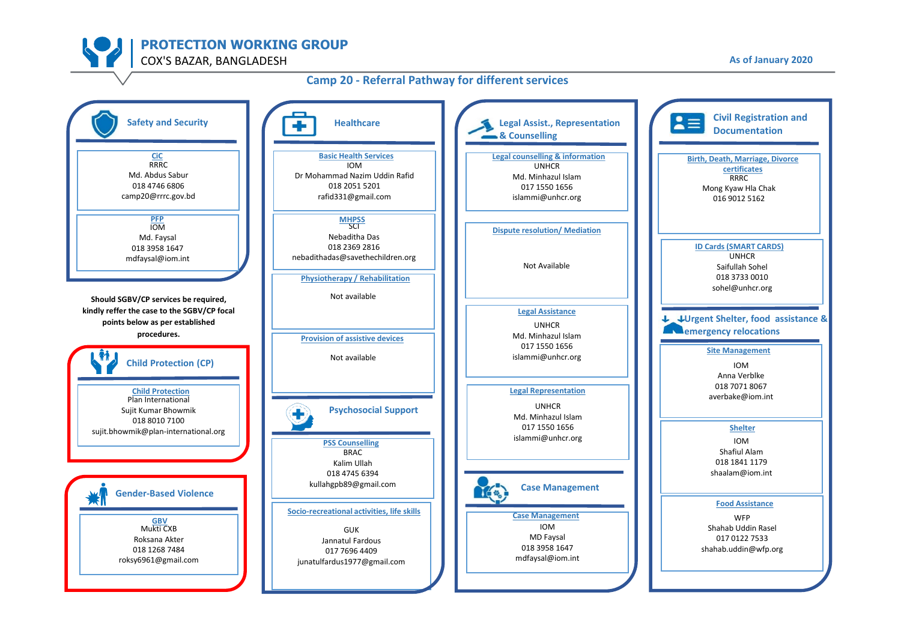# PROTECTION WORKING GROUP

COX'S BAZAR, BANGLADESH

As of January 2020

## Camp 20 - Referral Pathway for different services

### Safety and Security

**CiC**
RRRC
Md. Abdus Sabur
018 4746 6806
camp20@rrrc.gov.bd

**PFP**
IOM
Md. Faysal
018 3958 1647
mdfaysal@iom.int

**Should SGBV/CP services be required, kindly reffer the case to the SGBV/CP focal points below as per established procedures.**

### Child Protection (CP)

**Child Protection**
Plan International
Sujit Kumar Bhowmik
018 8010 7100
sujit.bhowmik@plan-international.org

### Gender-Based Violence

**GBV**
Mukti CXB
Roksana Akter
018 1268 7484
roksy6961@gmail.com

### Healthcare

**Basic Health Services**
IOM
Dr Mohammad Nazim Uddin Rafid
018 2051 5201
rafid331@gmail.com

**MHPSS**
SCI
Nebaditha Das
018 2369 2816
nebadithadas@savethechildren.org

**Physiotherapy / Rehabilitation**
Not available

**Provision of assistive devices**
Not available

### Psychosocial Support

**PSS Counselling**
BRAC
Kalim Ullah
018 4745 6394
kullahgpb89@gmail.com

**Socio-recreational activities, life skills**
GUK
Jannatul Fardous
017 7696 4409
junatulfardus1977@gmail.com

### Legal Assist., Representation & Counselling

**Legal counselling & information**
UNHCR
Md. Minhazul Islam
017 1550 1656
islammi@unhcr.org

**Dispute resolution/ Mediation**
Not Available

**Legal Assistance**
UNHCR
Md. Minhazul Islam
017 1550 1656
islammi@unhcr.org

**Legal Representation**
UNHCR
Md. Minhazul Islam
017 1550 1656
islammi@unhcr.org

### Case Management

**Case Management**
IOM
MD Faysal
018 3958 1647
mdfaysal@iom.int

### Civil Registration and Documentation

**Birth, Death, Marriage, Divorce certificates**
RRRC
Mong Kyaw Hla Chak
016 9012 5162

**ID Cards (SMART CARDS)**
UNHCR
Saifullah Sohel
018 3733 0010
sohel@unhcr.org

### Urgent Shelter, food assistance & emergency relocations

**Site Management**
IOM
Anna Verblke
018 7071 8067
averbake@iom.int

**Shelter**
IOM
Shafiul Alam
018 1841 1179
shaalam@iom.int

**Food Assistance**
WFP
Shahab Uddin Rasel
017 0122 7533
shahab.uddin@wfp.org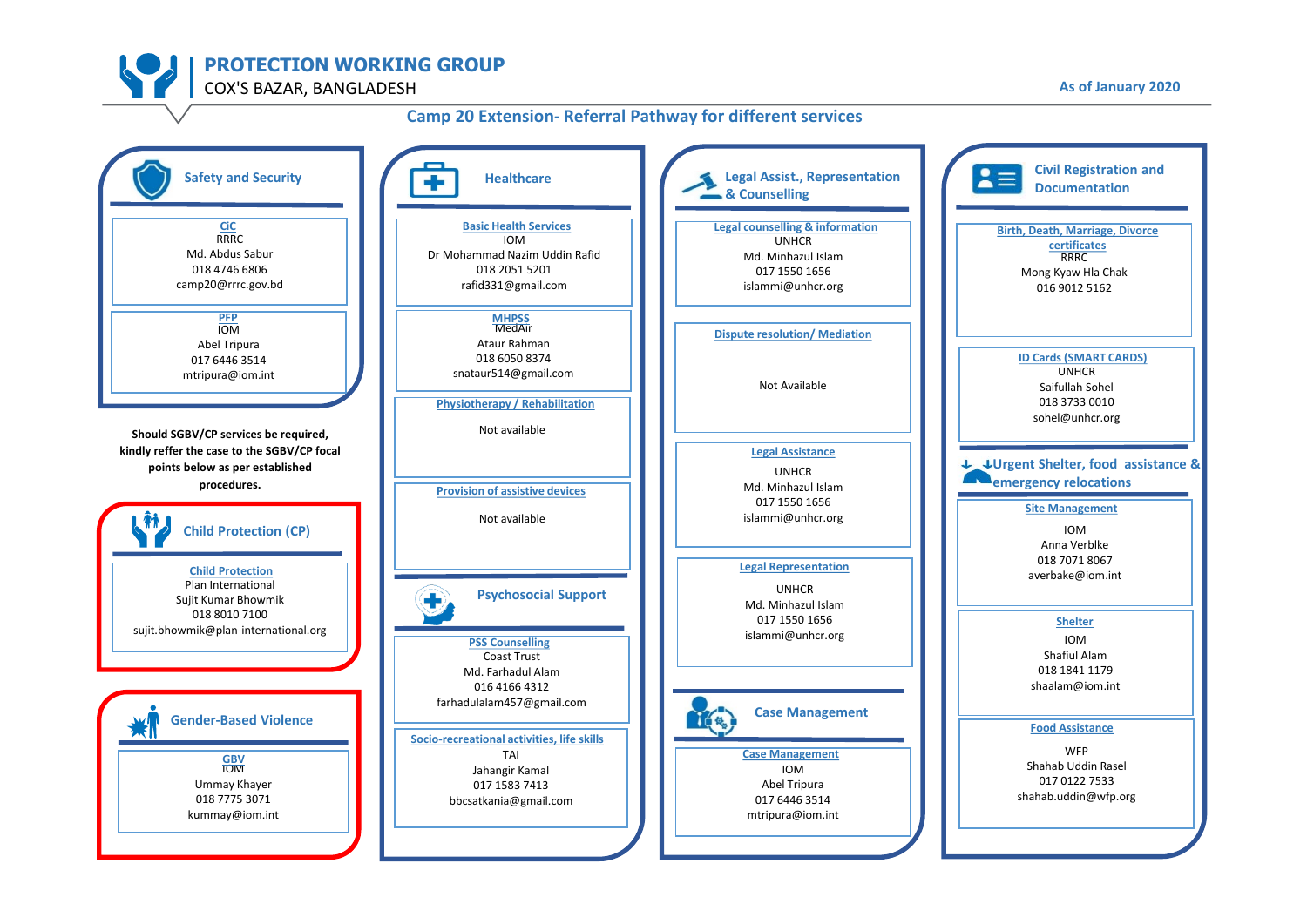# PROTECTION WORKING GROUP

COX'S BAZAR, BANGLADESH

As of January 2020

## Camp 20 Extension- Referral Pathway for different services

### Safety and Security

**CiC**
RRRC
Md. Abdus Sabur
018 4746 6806
camp20@rrrc.gov.bd

**PFP**
IOM
Abel Tripura
017 6446 3514
mtripura@iom.int

**Should SGBV/CP services be required, kindly reffer the case to the SGBV/CP focal points below as per established procedures.**

### Child Protection (CP)

**Child Protection**
Plan International
Sujit Kumar Bhowmik
018 8010 7100
sujit.bhowmik@plan-international.org

### Gender-Based Violence

**GBV**
IOM
Ummay Khayer
018 7775 3071
kummay@iom.int

### Healthcare

**Basic Health Services**
IOM
Dr Mohammad Nazim Uddin Rafid
018 2051 5201
rafid331@gmail.com

**MHPSS**
MedAir
Ataur Rahman
018 6050 8374
snataur514@gmail.com

**Physiotherapy / Rehabilitation**
Not available

**Provision of assistive devices**
Not available

### Psychosocial Support

**PSS Counselling**
Coast Trust
Md. Farhadul Alam
016 4166 4312
farhadulalam457@gmail.com

**Socio-recreational activities, life skills**
TAI
Jahangir Kamal
017 1583 7413
bbcsatkania@gmail.com

### Legal Assist., Representation & Counselling

**Legal counselling & information**
UNHCR
Md. Minhazul Islam
017 1550 1656
islammi@unhcr.org

**Dispute resolution/ Mediation**
Not Available

**Legal Assistance**
UNHCR
Md. Minhazul Islam
017 1550 1656
islammi@unhcr.org

**Legal Representation**
UNHCR
Md. Minhazul Islam
017 1550 1656
islammi@unhcr.org

### Case Management

**Case Management**
IOM
Abel Tripura
017 6446 3514
mtripura@iom.int

### Civil Registration and Documentation

**Birth, Death, Marriage, Divorce certificates**
RRRC
Mong Kyaw Hla Chak
016 9012 5162

**ID Cards (SMART CARDS)**
UNHCR
Saifullah Sohel
018 3733 0010
sohel@unhcr.org

### Urgent Shelter, food assistance & emergency relocations

**Site Management**
IOM
Anna Verblke
018 7071 8067
averbake@iom.int

**Shelter**
IOM
Shafiul Alam
018 1841 1179
shaalam@iom.int

**Food Assistance**
WFP
Shahab Uddin Rasel
017 0122 7533
shahab.uddin@wfp.org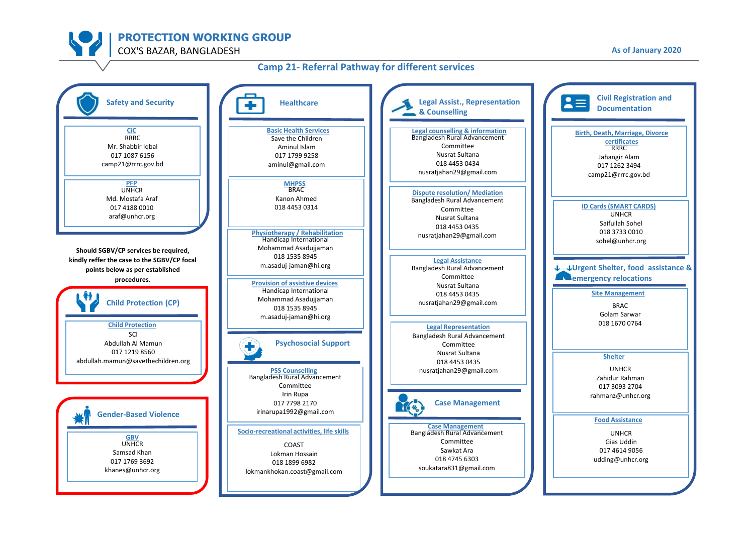# PROTECTION WORKING GROUP

COX'S BAZAR, BANGLADESH

As of January 2020

## Camp 21- Referral Pathway for different services

### Safety and Security

**CiC**
RRRC
Mr. Shabbir Iqbal
017 1087 6156
camp21@rrrc.gov.bd

**PFP**
UNHCR
Md. Mostafa Araf
017 4188 0010
araf@unhcr.org

**Should SGBV/CP services be required, kindly reffer the case to the SGBV/CP focal points below as per established procedures.**

### Child Protection (CP)

**Child Protection**
SCI
Abdullah Al Mamun
017 1219 8560
abdullah.mamun@savethechildren.org

### Gender-Based Violence

**GBV**
UNHCR
Samsad Khan
017 1769 3692
khanes@unhcr.org

### Healthcare

**Basic Health Services**
Save the Children
Aminul Islam
017 1799 9258
aminul@gmail.com

**MHPSS**
BRAC
Kanon Ahmed
018 4453 0314

**Physiotherapy / Rehabilitation**
Handicap International
Mohammad Asadujjaman
018 1535 8945
m.asaduj-jaman@hi.org

**Provision of assistive devices**
Handicap International
Mohammad Asadujjaman
018 1535 8945
m.asaduj-jaman@hi.org

### Psychosocial Support

**PSS Counselling**
Bangladesh Rural Advancement Committee
Irin Rupa
017 7798 2170
irinarupa1992@gmail.com

**Socio-recreational activities, life skills**
COAST
Lokman Hossain
018 1899 6982
lokmankhokan.coast@gmail.com

### Legal Assist., Representation & Counselling

**Legal counselling & information**
Bangladesh Rural Advancement Committee
Nusrat Sultana
018 4453 0434
nusratjahan29@gmail.com

**Dispute resolution/ Mediation**
Bangladesh Rural Advancement Committee
Nusrat Sultana
018 4453 0435
nusratjahan29@gmail.com

**Legal Assistance**
Bangladesh Rural Advancement Committee
Nusrat Sultana
018 4453 0435
nusratjahan29@gmail.com

**Legal Representation**
Bangladesh Rural Advancement Committee
Nusrat Sultana
018 4453 0435
nusratjahan29@gmail.com

### Case Management

**Case Management**
Bangladesh Rural Advancement Committee
Sawkat Ara
018 4745 6303
soukatara831@gmail.com

### Civil Registration and Documentation

**Birth, Death, Marriage, Divorce certificates**
RRRC
Jahangir Alam
017 1262 3494
camp21@rrrc.gov.bd

**ID Cards (SMART CARDS)**
UNHCR
Saifullah Sohel
018 3733 0010
sohel@unhcr.org

### Urgent Shelter, food assistance & emergency relocations

**Site Management**
BRAC
Golam Sarwar
018 1670 0764

**Shelter**
UNHCR
Zahidur Rahman
017 3093 2704
rahmanz@unhcr.org

**Food Assistance**
UNHCR
Gias Uddin
017 4614 9056
udding@unhcr.org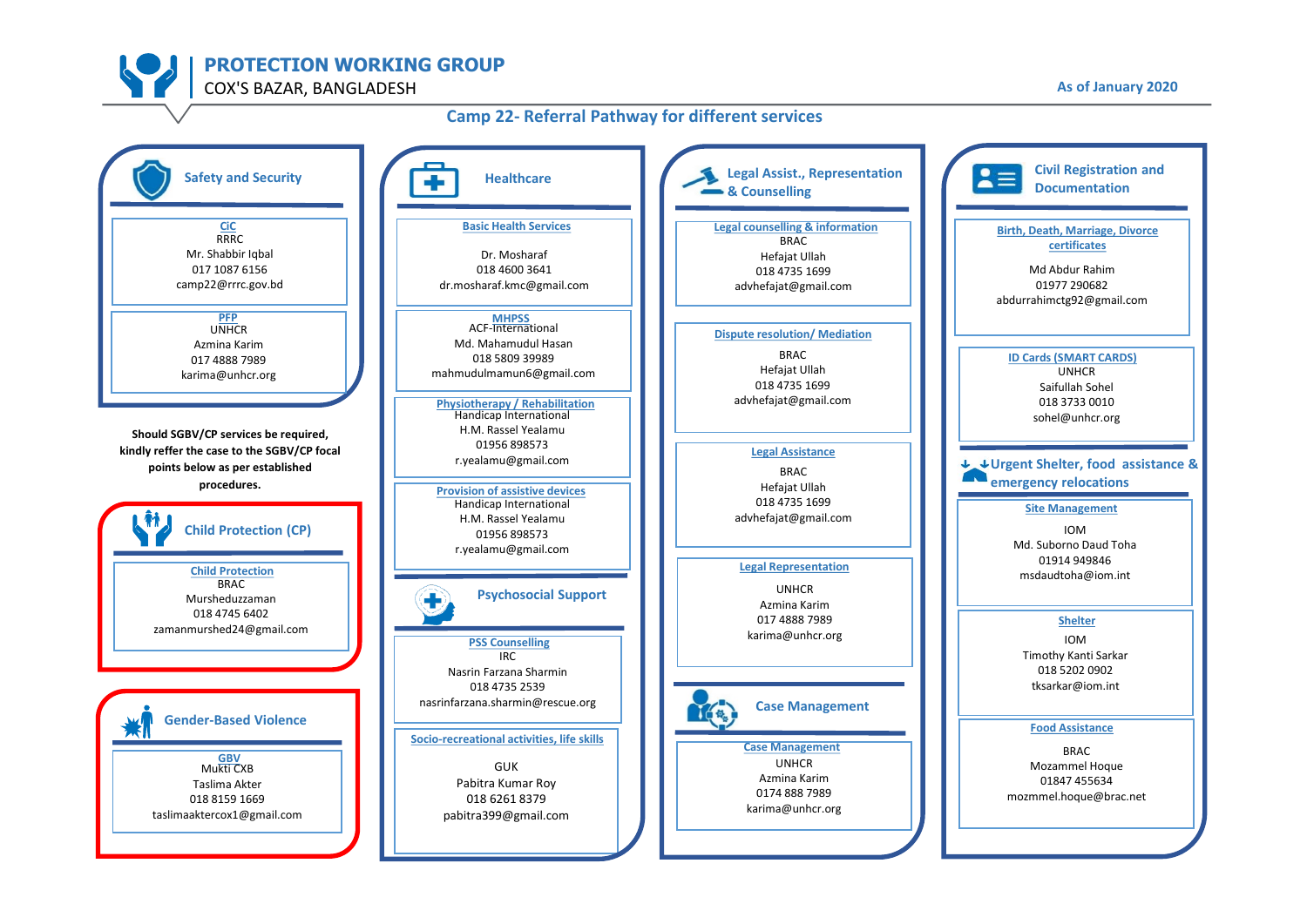# PROTECTION WORKING GROUP

COX'S BAZAR, BANGLADESH

As of January 2020

## Camp 22- Referral Pathway for different services

### Safety and Security

**CiC**
RRRC
Mr. Shabbir Iqbal
017 1087 6156
camp22@rrrc.gov.bd

**PFP**
UNHCR
Azmina Karim
017 4888 7989
karima@unhcr.org

**Should SGBV/CP services be required, kindly reffer the case to the SGBV/CP focal points below as per established procedures.**

### Child Protection (CP)

**Child Protection**
BRAC
Mursheduzzaman
018 4745 6402
zamanmurshed24@gmail.com

### Gender-Based Violence

**GBV**
Mukti CXB
Taslima Akter
018 8159 1669
taslimaaktercox1@gmail.com

### Healthcare

**Basic Health Services**
Dr. Mosharaf
018 4600 3641
dr.mosharaf.kmc@gmail.com

**MHPSS**
ACF-International
Md. Mahamudul Hasan
018 5809 39989
mahmudulmamun6@gmail.com

**Physiotherapy / Rehabilitation**
Handicap International
H.M. Rassel Yealamu
01956 898573
r.yealamu@gmail.com

**Provision of assistive devices**
Handicap International
H.M. Rassel Yealamu
01956 898573
r.yealamu@gmail.com

### Psychosocial Support

**PSS Counselling**
IRC
Nasrin Farzana Sharmin
018 4735 2539
nasrinfarzana.sharmin@rescue.org

**Socio-recreational activities, life skills**
GUK
Pabitra Kumar Roy
018 6261 8379
pabitra399@gmail.com

### Legal Assist., Representation & Counselling

**Legal counselling & information**
BRAC
Hefajat Ullah
018 4735 1699
advhefajat@gmail.com

**Dispute resolution/ Mediation**
BRAC
Hefajat Ullah
018 4735 1699
advhefajat@gmail.com

**Legal Assistance**
BRAC
Hefajat Ullah
018 4735 1699
advhefajat@gmail.com

**Legal Representation**
UNHCR
Azmina Karim
017 4888 7989
karima@unhcr.org

### Case Management

**Case Management**
UNHCR
Azmina Karim
0174 888 7989
karima@unhcr.org

### Civil Registration and Documentation

**Birth, Death, Marriage, Divorce certificates**
Md Abdur Rahim
01977 290682
abdurrahimctg92@gmail.com

**ID Cards (SMART CARDS)**
UNHCR
Saifullah Sohel
018 3733 0010
sohel@unhcr.org

### Urgent Shelter, food assistance & emergency relocations

**Site Management**
IOM
Md. Suborno Daud Toha
01914 949846
msdaudtoha@iom.int

**Shelter**
IOM
Timothy Kanti Sarkar
018 5202 0902
tksarkar@iom.int

**Food Assistance**
BRAC
Mozammel Hoque
01847 455634
mozmmel.hoque@brac.net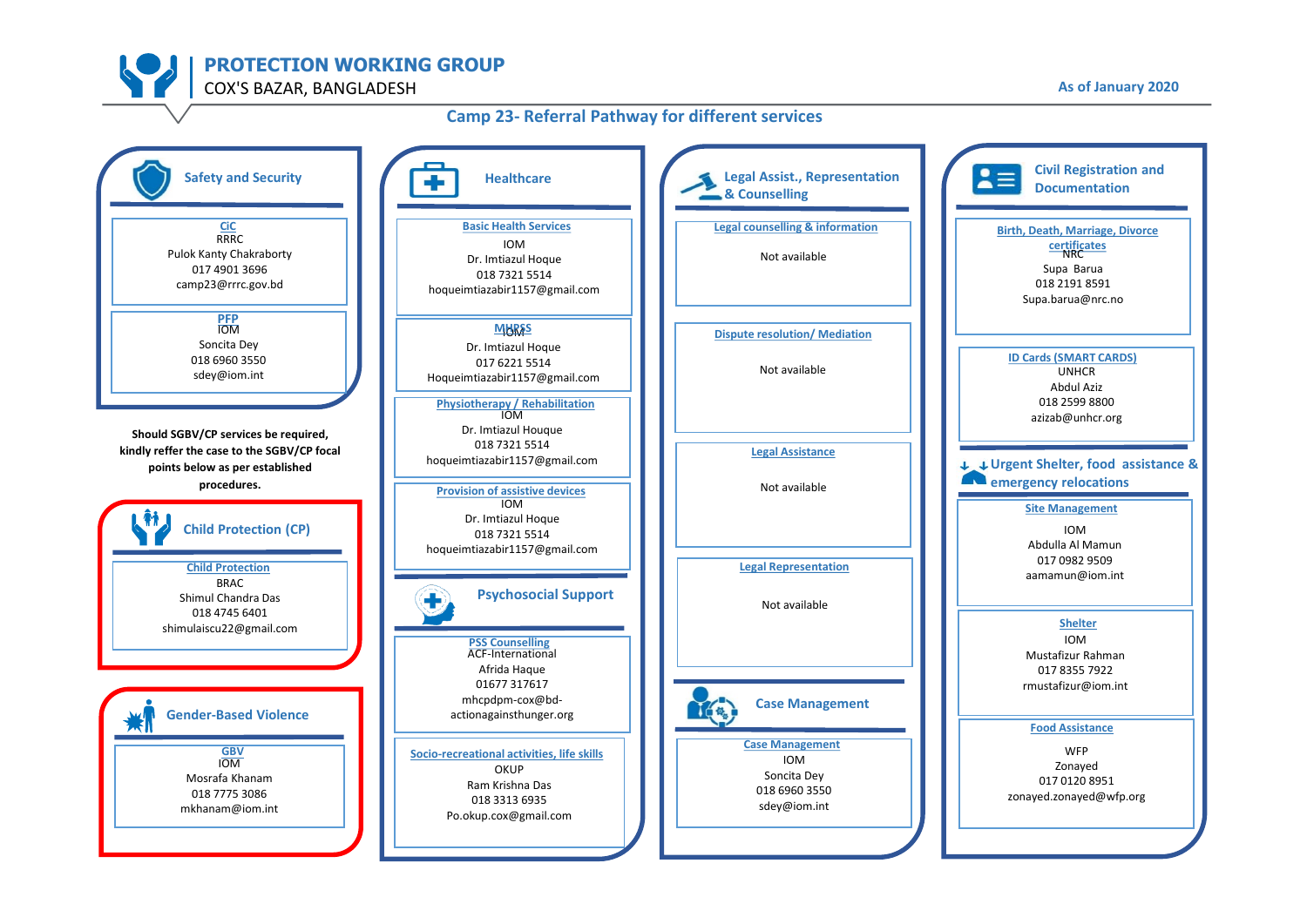# PROTECTION WORKING GROUP

COX'S BAZAR, BANGLADESH

As of January 2020

## Camp 23- Referral Pathway for different services

### Safety and Security

**CiC**
RRRC
Pulok Kanty Chakraborty
017 4901 3696
camp23@rrrc.gov.bd

**PFP**
IOM
Soncita Dey
018 6960 3550
sdey@iom.int

**Should SGBV/CP services be required, kindly reffer the case to the SGBV/CP focal points below as per established procedures.**

### Child Protection (CP)

**Child Protection**
BRAC
Shimul Chandra Das
018 4745 6401
shimulaiscu22@gmail.com

### Gender-Based Violence

**GBV**
IOM
Mosrafa Khanam
018 7775 3086
mkhanam@iom.int

### Healthcare

**Basic Health Services**
IOM
Dr. Imtiazul Hoque
018 7321 5514
hoqueimtiazabir1157@gmail.com

**MHPSS**
IOM
Dr. Imtiazul Hoque
017 6221 5514
Hoqueimtiazabir1157@gmail.com

**Physiotherapy / Rehabilitation**
IOM
Dr. Imtiazul Houque
018 7321 5514
hoqueimtiazabir1157@gmail.com

**Provision of assistive devices**
IOM
Dr. Imtiazul Hoque
018 7321 5514
hoqueimtiazabir1157@gmail.com

### Psychosocial Support

**PSS Counselling**
ACF-International
Afrida Haque
01677 317617
mhcpdpm-cox@bd-actionagainsthunger.org

**Socio-recreational activities, life skills**
OKUP
Ram Krishna Das
018 3313 6935
Po.okup.cox@gmail.com

### Legal Assist., Representation & Counselling

**Legal counselling & information**
Not available

**Dispute resolution/ Mediation**
Not available

**Legal Assistance**
Not available

**Legal Representation**
Not available

### Case Management

**Case Management**
IOM
Soncita Dey
018 6960 3550
sdey@iom.int

### Civil Registration and Documentation

**Birth, Death, Marriage, Divorce certificates**
NRC
Supa Barua
018 2191 8591
Supa.barua@nrc.no

**ID Cards (SMART CARDS)**
UNHCR
Abdul Aziz
018 2599 8800
azizab@unhcr.org

### Urgent Shelter, food assistance & emergency relocations

**Site Management**
IOM
Abdulla Al Mamun
017 0982 9509
aamamun@iom.int

**Shelter**
IOM
Mustafizur Rahman
017 8355 7922
rmustafizur@iom.int

**Food Assistance**
WFP
Zonayed
017 0120 8951
zonayed.zonayed@wfp.org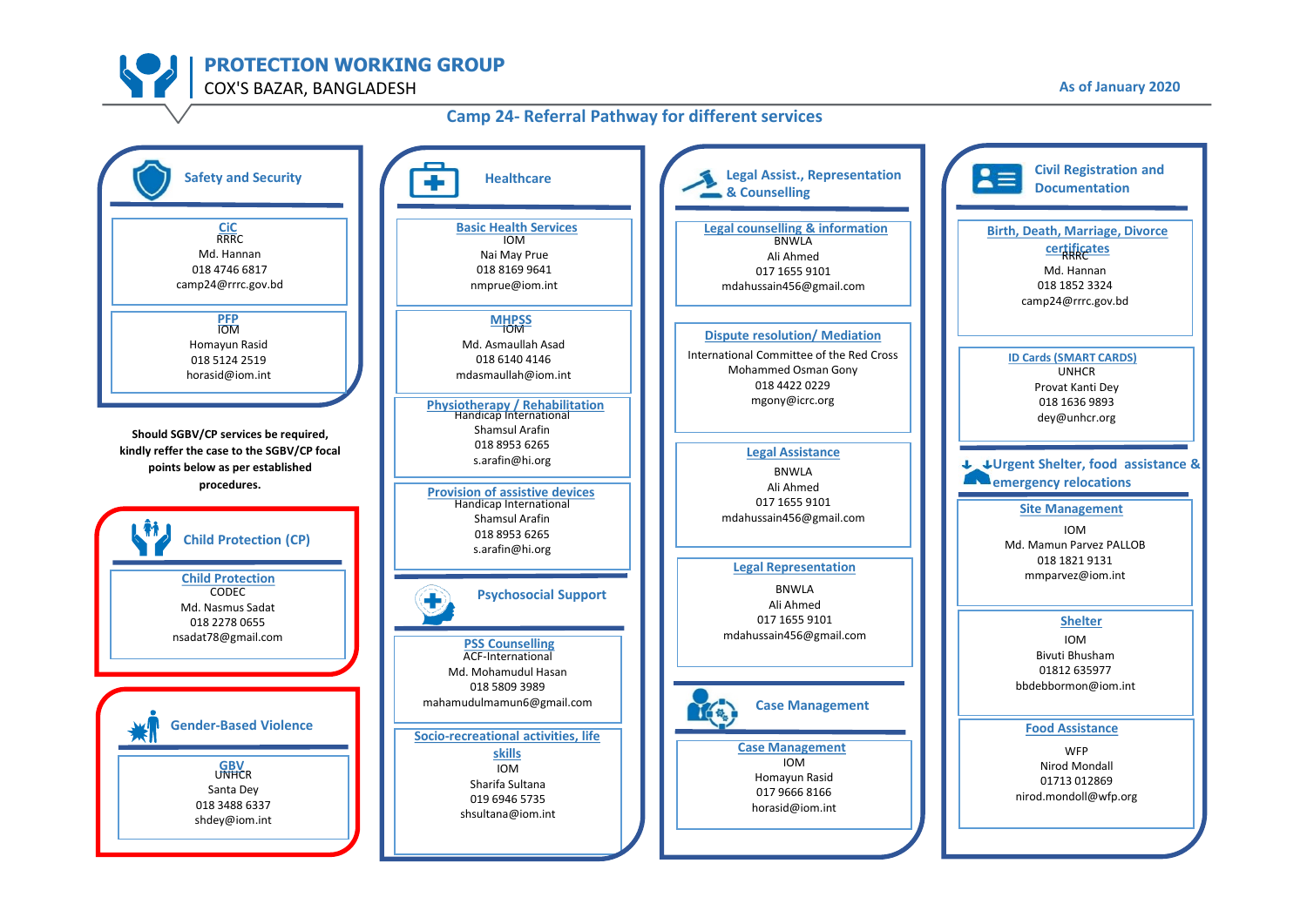# PROTECTION WORKING GROUP

COX'S BAZAR, BANGLADESH

As of January 2020

## Camp 24- Referral Pathway for different services

### Safety and Security

**CiC**
RRRC
Md. Hannan
018 4746 6817
camp24@rrrc.gov.bd

**PFP**
IOM
Homayun Rasid
018 5124 2519
horasid@iom.int

**Should SGBV/CP services be required, kindly reffer the case to the SGBV/CP focal points below as per established procedures.**

### Child Protection (CP)

**Child Protection**
CODEC
Md. Nasmus Sadat
018 2278 0655
nsadat78@gmail.com

### Gender-Based Violence

**GBV**
UNHCR
Santa Dey
018 3488 6337
shdey@iom.int

### Healthcare

**Basic Health Services**
IOM
Nai May Prue
018 8169 9641
nmprue@iom.int

**MHPSS**
IOM
Md. Asmaullah Asad
018 6140 4146
mdasmaullah@iom.int

**Physiotherapy / Rehabilitation**
Handicap International
Shamsul Arafin
018 8953 6265
s.arafin@hi.org

**Provision of assistive devices**
Handicap International
Shamsul Arafin
018 8953 6265
s.arafin@hi.org

### Psychosocial Support

**PSS Counselling**
ACF-International
Md. Mohamudul Hasan
018 5809 3989
mahamudulmamun6@gmail.com

**Socio-recreational activities, life skills**
IOM
Sharifa Sultana
019 6946 5735
shsultana@iom.int

### Legal Assist., Representation & Counselling

**Legal counselling & information**
BNWLA
Ali Ahmed
017 1655 9101
mdahussain456@gmail.com

**Dispute resolution/ Mediation**
International Committee of the Red Cross
Mohammed Osman Gony
018 4422 0229
mgony@icrc.org

**Legal Assistance**
BNWLA
Ali Ahmed
017 1655 9101
mdahussain456@gmail.com

**Legal Representation**
BNWLA
Ali Ahmed
017 1655 9101
mdahussain456@gmail.com

### Case Management

**Case Management**
IOM
Homayun Rasid
017 9666 8166
horasid@iom.int

### Civil Registration and Documentation

**Birth, Death, Marriage, Divorce certificates**
RRRC
Md. Hannan
018 1852 3324
camp24@rrrc.gov.bd

**ID Cards (SMART CARDS)**
UNHCR
Provat Kanti Dey
018 1636 9893
dey@unhcr.org

### Urgent Shelter, food assistance & emergency relocations

**Site Management**
IOM
Md. Mamun Parvez PALLOB
018 1821 9131
mmparvez@iom.int

**Shelter**
IOM
Bivuti Bhusham
01812 635977
bbdebbormon@iom.int

**Food Assistance**
WFP
Nirod Mondall
01713 012869
nirod.mondoll@wfp.org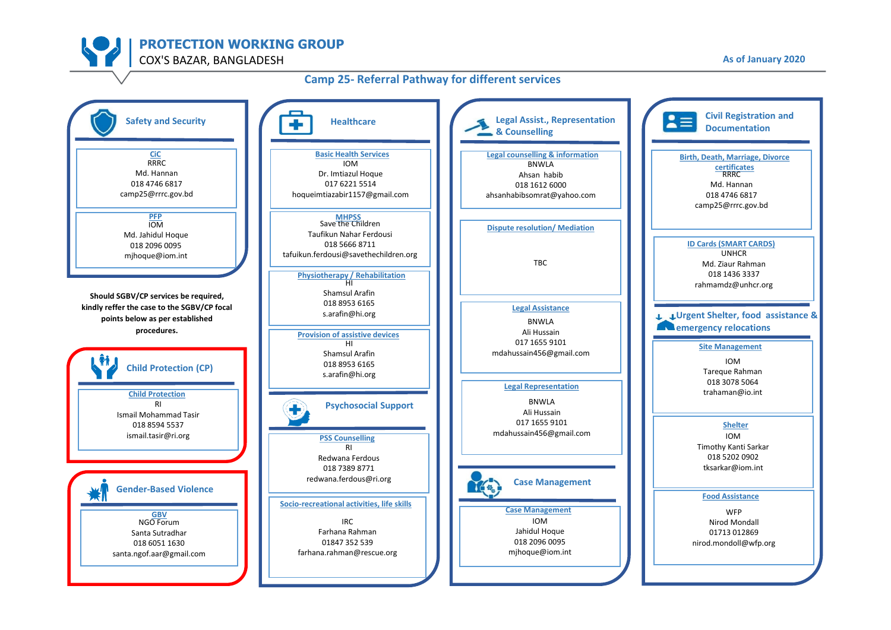# PROTECTION WORKING GROUP

COX'S BAZAR, BANGLADESH

As of January 2020

## Camp 25- Referral Pathway for different services

### Safety and Security

**CiC**
RRRC
Md. Hannan
018 4746 6817
camp25@rrrc.gov.bd

**PFP**
IOM
Md. Jahidul Hoque
018 2096 0095
mjhoque@iom.int

**Should SGBV/CP services be required, kindly reffer the case to the SGBV/CP focal points below as per established procedures.**

### Child Protection (CP)

**Child Protection**
RI
Ismail Mohammad Tasir
018 8594 5537
ismail.tasir@ri.org

### Gender-Based Violence

**GBV**
NGO Forum
Santa Sutradhar
018 6051 1630
santa.ngof.aar@gmail.com

### Healthcare

**Basic Health Services**
IOM
Dr. Imtiazul Hoque
017 6221 5514
hoqueimtiazabir1157@gmail.com

**MHPSS**
Save the Children
Taufikun Nahar Ferdousi
018 5666 8711
tafuikun.ferdousi@savethechildren.org

**Physiotherapy / Rehabilitation**
HI
Shamsul Arafin
018 8953 6165
s.arafin@hi.org

**Provision of assistive devices**
HI
Shamsul Arafin
018 8953 6165
s.arafin@hi.org

### Psychosocial Support

**PSS Counselling**
RI
Redwana Ferdous
018 7389 8771
redwana.ferdous@ri.org

**Socio-recreational activities, life skills**
IRC
Farhana Rahman
01847 352 539
farhana.rahman@rescue.org

### Legal Assist., Representation & Counselling

**Legal counselling & information**
BNWLA
Ahsan habib
018 1612 6000
ahsanhabibsomrat@yahoo.com

**Dispute resolution/ Mediation**
TBC

**Legal Assistance**
BNWLA
Ali Hussain
017 1655 9101
mdahussain456@gmail.com

**Legal Representation**
BNWLA
Ali Hussain
017 1655 9101
mdahussain456@gmail.com

### Case Management

**Case Management**
IOM
Jahidul Hoque
018 2096 0095
mjhoque@iom.int

### Civil Registration and Documentation

**Birth, Death, Marriage, Divorce certificates**
RRRC
Md. Hannan
018 4746 6817
camp25@rrrc.gov.bd

**ID Cards (SMART CARDS)**
UNHCR
Md. Ziaur Rahman
018 1436 3337
rahmamdz@unhcr.org

### Urgent Shelter, food assistance & emergency relocations

**Site Management**
IOM
Tareque Rahman
018 3078 5064
trahaman@io.int

**Shelter**
IOM
Timothy Kanti Sarkar
018 5202 0902
tksarkar@iom.int

**Food Assistance**
WFP
Nirod Mondall
01713 012869
nirod.mondoll@wfp.org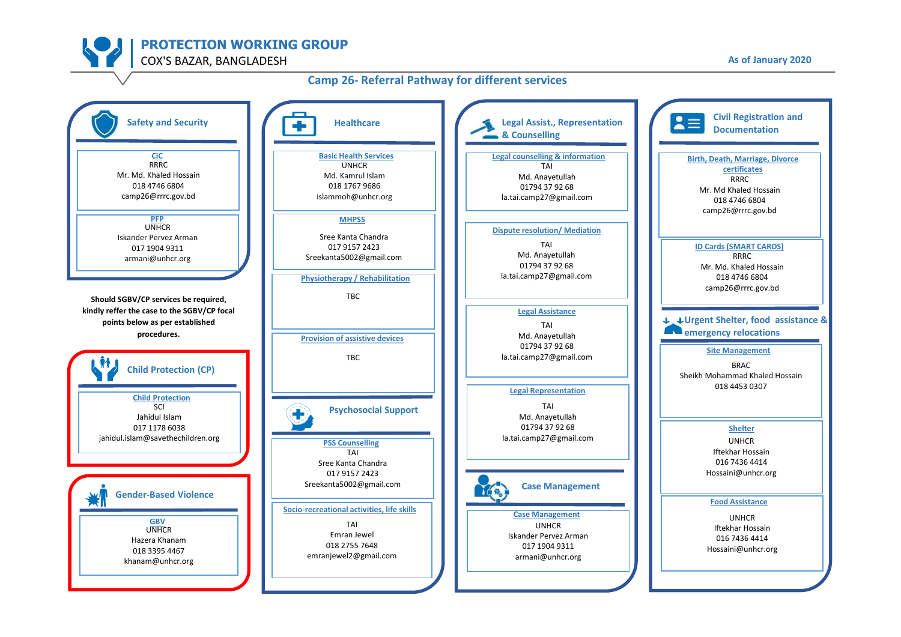# PROTECTION WORKING GROUP

COX'S BAZAR, BANGLADESH

As of January 2020

## Camp 26- Referral Pathway for different services

### Safety and Security

**CiC**
RRRC
Mr. Md. Khaled Hossain
018 4746 6804
camp26@rrrc.gov.bd

**PFP**
UNHCR
Iskander Pervez Arman
017 1904 9311
armani@unhcr.org

**Should SGBV/CP services be required, kindly reffer the case to the SGBV/CP focal points below as per established procedures.**

### Child Protection (CP)

**Child Protection**
SCI
Jahidul Islam
017 1178 6038
jahidul.islam@savethechildren.org

### Gender-Based Violence

**GBV**
UNHCR
Hazera Khanam
018 3395 4467
khanam@unhcr.org

### Healthcare

**Basic Health Services**
UNHCR
Md. Kamrul Islam
018 1767 9686
islammoh@unhcr.org

**MHPSS**
Sree Kanta Chandra
017 9157 2423
Sreekanta5002@gmail.com

**Physiotherapy / Rehabilitation**
TBC

**Provision of assistive devices**
TBC

### Psychosocial Support

**PSS Counselling**
TAI
Sree Kanta Chandra
017 9157 2423
Sreekanta5002@gmail.com

**Socio-recreational activities, life skills**
TAI
Emran Jewel
018 2755 7648
emranjewel2@gmail.com

### Legal Assist., Representation & Counselling

**Legal counselling & information**
TAI
Md. Anayetullah
01794 37 92 68
la.tai.camp27@gmail.com

**Dispute resolution/ Mediation**
TAI
Md. Anayetullah
01794 37 92 68
la.tai.camp27@gmail.com

**Legal Assistance**
TAI
Md. Anayetullah
01794 37 92 68
la.tai.camp27@gmail.com

**Legal Representation**
TAI
Md. Anayetullah
01794 37 92 68
la.tai.camp27@gmail.com

### Case Management

**Case Management**
UNHCR
Iskander Pervez Arman
017 1904 9311
armani@unhcr.org

### Civil Registration and Documentation

**Birth, Death, Marriage, Divorce certificates**
RRRC
Mr. Md Khaled Hossain
018 4746 6804
camp26@rrrc.gov.bd

**ID Cards (SMART CARDS)**
RRRC
Mr. Md. Khaled Hossain
018 4746 6804
camp26@rrrc.gov.bd

### Urgent Shelter, food assistance & emergency relocations

**Site Management**
BRAC
Sheikh Mohammad Khaled Hossain
018 4453 0307

**Shelter**
UNHCR
Iftekhar Hossain
016 7436 4414
Hossaini@unhcr.org

**Food Assistance**
UNHCR
Iftekhar Hossain
016 7436 4414
Hossaini@unhcr.org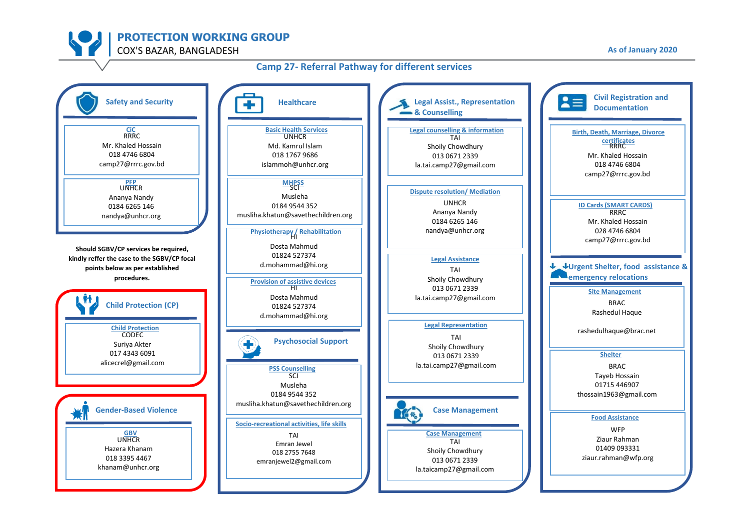# PROTECTION WORKING GROUP

COX'S BAZAR, BANGLADESH

As of January 2020

## Camp 27- Referral Pathway for different services

### Safety and Security

**CiC**
RRRC
Mr. Khaled Hossain
018 4746 6804
camp27@rrrc.gov.bd

**PFP**
UNHCR
Ananya Nandy
0184 6265 146
nandya@unhcr.org

**Should SGBV/CP services be required, kindly reffer the case to the SGBV/CP focal points below as per established procedures.**

### Child Protection (CP)

**Child Protection**
CODEC
Suriya Akter
017 4343 6091
alicecrel@gmail.com

### Gender-Based Violence

**GBV**
UNHCR
Hazera Khanam
018 3395 4467
khanam@unhcr.org

### Healthcare

**Basic Health Services**
UNHCR
Md. Kamrul Islam
018 1767 9686
islammoh@unhcr.org

**MHPSS**
SCI
Musleha
0184 9544 352
musliha.khatun@savethechildren.org

**Physiotherapy / Rehabilitation**
HI
Dosta Mahmud
01824 527374
d.mohammad@hi.org

**Provision of assistive devices**
HI
Dosta Mahmud
01824 527374
d.mohammad@hi.org

### Psychosocial Support

**PSS Counselling**
SCI
Musleha
0184 9544 352
musliha.khatun@savethechildren.org

**Socio-recreational activities, life skills**
TAI
Emran Jewel
018 2755 7648
emranjewel2@gmail.com

### Legal Assist., Representation & Counselling

**Legal counselling & information**
TAI
Shoily Chowdhury
013 0671 2339
la.tai.camp27@gmail.com

**Dispute resolution/ Mediation**
UNHCR
Ananya Nandy
0184 6265 146
nandya@unhcr.org

**Legal Assistance**
TAI
Shoily Chowdhury
013 0671 2339
la.tai.camp27@gmail.com

**Legal Representation**
TAI
Shoily Chowdhury
013 0671 2339
la.tai.camp27@gmail.com

### Case Management

**Case Management**
TAI
Shoily Chowdhury
013 0671 2339
la.taicamp27@gmail.com

### Civil Registration and Documentation

**Birth, Death, Marriage, Divorce certificates**
RRRC
Mr. Khaled Hossain
018 4746 6804
camp27@rrrc.gov.bd

**ID Cards (SMART CARDS)**
RRRC
Mr. Khaled Hossain
028 4746 6804
camp27@rrrc.gov.bd

### Urgent Shelter, food assistance & emergency relocations

**Site Management**
BRAC
Rashedul Haque
rashedulhaque@brac.net

**Shelter**
BRAC
Tayeb Hossain
01715 446907
thossain1963@gmail.com

**Food Assistance**
WFP
Ziaur Rahman
01409 093331
ziaur.rahman@wfp.org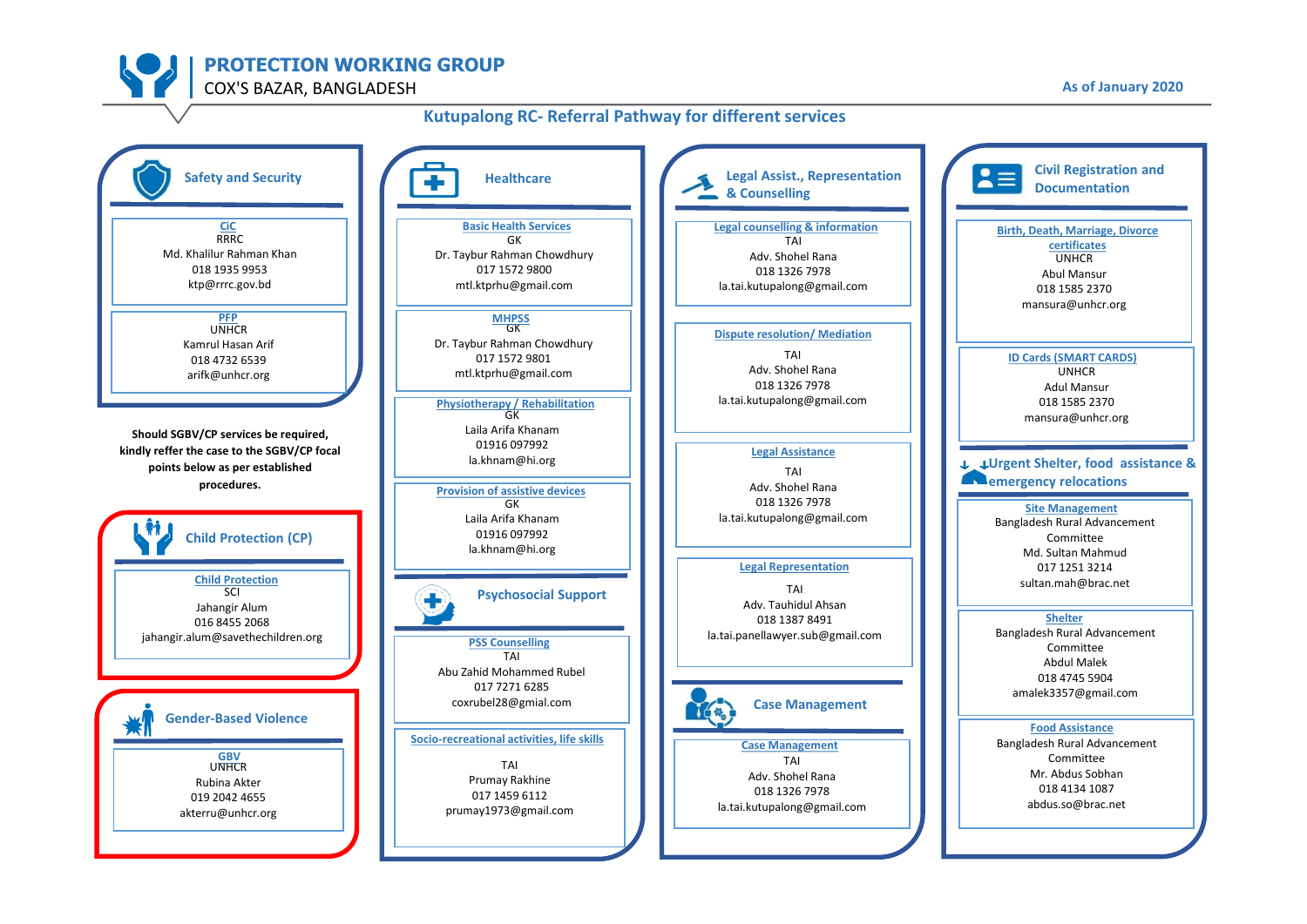# PROTECTION WORKING GROUP

COX'S BAZAR, BANGLADESH

As of January 2020

## Kutupalong RC- Referral Pathway for different services

### Safety and Security

**CiC**
RRRC
Md. Khalilur Rahman Khan
018 1935 9953
ktp@rrrc.gov.bd

**PFP**
UNHCR
Kamrul Hasan Arif
018 4732 6539
arifk@unhcr.org

**Should SGBV/CP services be required, kindly reffer the case to the SGBV/CP focal points below as per established procedures.**

### Child Protection (CP)

**Child Protection**
SCI
Jahangir Alum
016 8455 2068
jahangir.alum@savethechildren.org

### Gender-Based Violence

**GBV**
UNHCR
Rubina Akter
019 2042 4655
akterru@unhcr.org

### Healthcare

**Basic Health Services**
GK
Dr. Taybur Rahman Chowdhury
017 1572 9800
mtl.ktprhu@gmail.com

**MHPSS**
GK
Dr. Taybur Rahman Chowdhury
017 1572 9801
mtl.ktprhu@gmail.com

**Physiotherapy / Rehabilitation**
GK
Laila Arifa Khanam
01916 097992
la.khnam@hi.org

**Provision of assistive devices**
GK
Laila Arifa Khanam
01916 097992
la.khnam@hi.org

### Psychosocial Support

**PSS Counselling**
TAI
Abu Zahid Mohammed Rubel
017 7271 6285
coxrubel28@gmial.com

**Socio-recreational activities, life skills**
TAI
Prumay Rakhine
017 1459 6112
prumay1973@gmail.com

### Legal Assist., Representation & Counselling

**Legal counselling & information**
TAI
Adv. Shohel Rana
018 1326 7978
la.tai.kutupalong@gmail.com

**Dispute resolution/ Mediation**
TAI
Adv. Shohel Rana
018 1326 7978
la.tai.kutupalong@gmail.com

**Legal Assistance**
TAI
Adv. Shohel Rana
018 1326 7978
la.tai.kutupalong@gmail.com

**Legal Representation**
TAI
Adv. Tauhidul Ahsan
018 1387 8491
la.tai.panellawyer.sub@gmail.com

### Case Management

**Case Management**
TAI
Adv. Shohel Rana
018 1326 7978
la.tai.kutupalong@gmail.com

### Civil Registration and Documentation

**Birth, Death, Marriage, Divorce certificates**
UNHCR
Abul Mansur
018 1585 2370
mansura@unhcr.org

**ID Cards (SMART CARDS)**
UNHCR
Adul Mansur
018 1585 2370
mansura@unhcr.org

### Urgent Shelter, food assistance & emergency relocations

**Site Management**
Bangladesh Rural Advancement Committee
Md. Sultan Mahmud
017 1251 3214
sultan.mah@brac.net

**Shelter**
Bangladesh Rural Advancement Committee
Abdul Malek
018 4745 5904
amalek3357@gmail.com

**Food Assistance**
Bangladesh Rural Advancement Committee
Mr. Abdus Sobhan
018 4134 1087
abdus.so@brac.net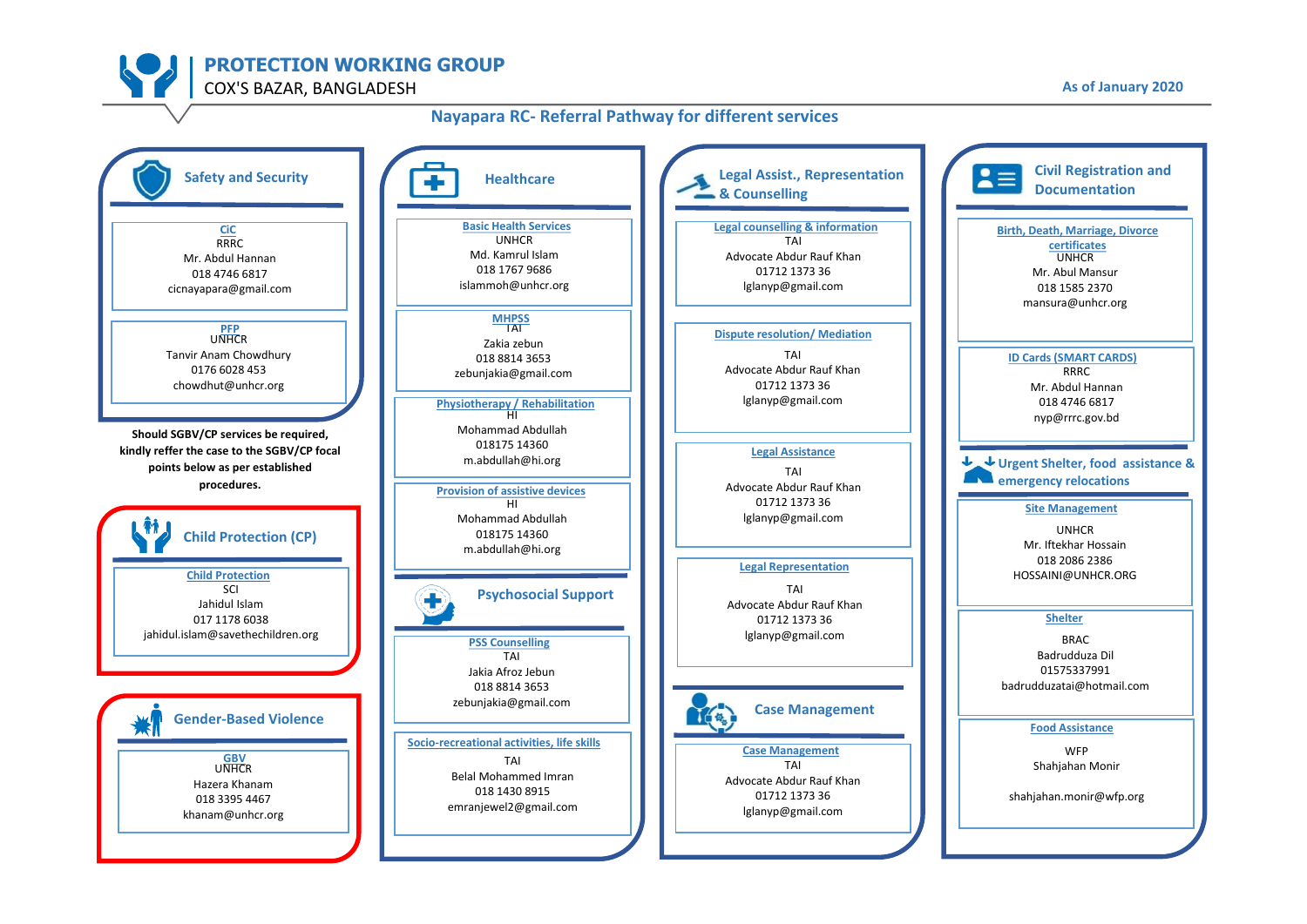# PROTECTION WORKING GROUP

COX'S BAZAR, BANGLADESH

As of January 2020

## Nayapara RC- Referral Pathway for different services

### Safety and Security

**CiC**
RRRC
Mr. Abdul Hannan
018 4746 6817
cicnayapara@gmail.com

**PFP**
UNHCR
Tanvir Anam Chowdhury
0176 6028 453
chowdhut@unhcr.org

**Should SGBV/CP services be required, kindly reffer the case to the SGBV/CP focal points below as per established procedures.**

### Child Protection (CP)

**Child Protection**
SCI
Jahidul Islam
017 1178 6038
jahidul.islam@savethechildren.org

### Gender-Based Violence

**GBV**
UNHCR
Hazera Khanam
018 3395 4467
khanam@unhcr.org

### Healthcare

**Basic Health Services**
UNHCR
Md. Kamrul Islam
018 1767 9686
islammoh@unhcr.org

**MHPSS**
TAI
Zakia zebun
018 8814 3653
zebunjakia@gmail.com

**Physiotherapy / Rehabilitation**
HI
Mohammad Abdullah
018175 14360
m.abdullah@hi.org

**Provision of assistive devices**
HI
Mohammad Abdullah
018175 14360
m.abdullah@hi.org

### Psychosocial Support

**PSS Counselling**
TAI
Jakia Afroz Jebun
018 8814 3653
zebunjakia@gmail.com

**Socio-recreational activities, life skills**
TAI
Belal Mohammed Imran
018 1430 8915
emranjewel2@gmail.com

### Legal Assist., Representation & Counselling

**Legal counselling & information**
TAI
Advocate Abdur Rauf Khan
01712 1373 36
lglanyp@gmail.com

**Dispute resolution/ Mediation**
TAI
Advocate Abdur Rauf Khan
01712 1373 36
lglanyp@gmail.com

**Legal Assistance**
TAI
Advocate Abdur Rauf Khan
01712 1373 36
lglanyp@gmail.com

**Legal Representation**
TAI
Advocate Abdur Rauf Khan
01712 1373 36
lglanyp@gmail.com

### Case Management

**Case Management**
TAI
Advocate Abdur Rauf Khan
01712 1373 36
lglanyp@gmail.com

### Civil Registration and Documentation

**Birth, Death, Marriage, Divorce certificates**
UNHCR
Mr. Abul Mansur
018 1585 2370
mansura@unhcr.org

**ID Cards (SMART CARDS)**
RRRC
Mr. Abdul Hannan
018 4746 6817
nyp@rrrc.gov.bd

### Urgent Shelter, food assistance & emergency relocations

**Site Management**
UNHCR
Mr. Iftekhar Hossain
018 2086 2386
HOSSAINI@UNHCR.ORG

**Shelter**
BRAC
Badrudduza Dil
01575337991
badrudduzatai@hotmail.com

**Food Assistance**
WFP
Shahjahan Monir
shahjahan.monir@wfp.org